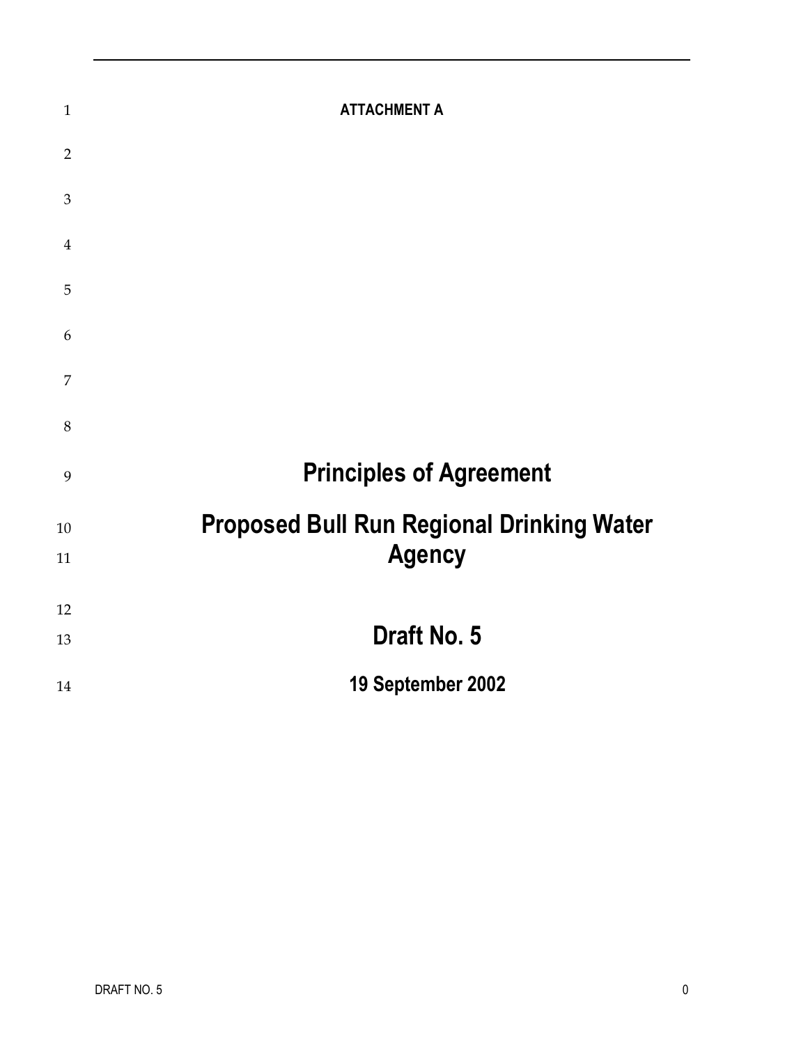**ATTACHMENT A**

# Principles of Agreement

# Proposed Bull Run Regional Drinking Water Agency

## Draft No. 5

### 19 September 2002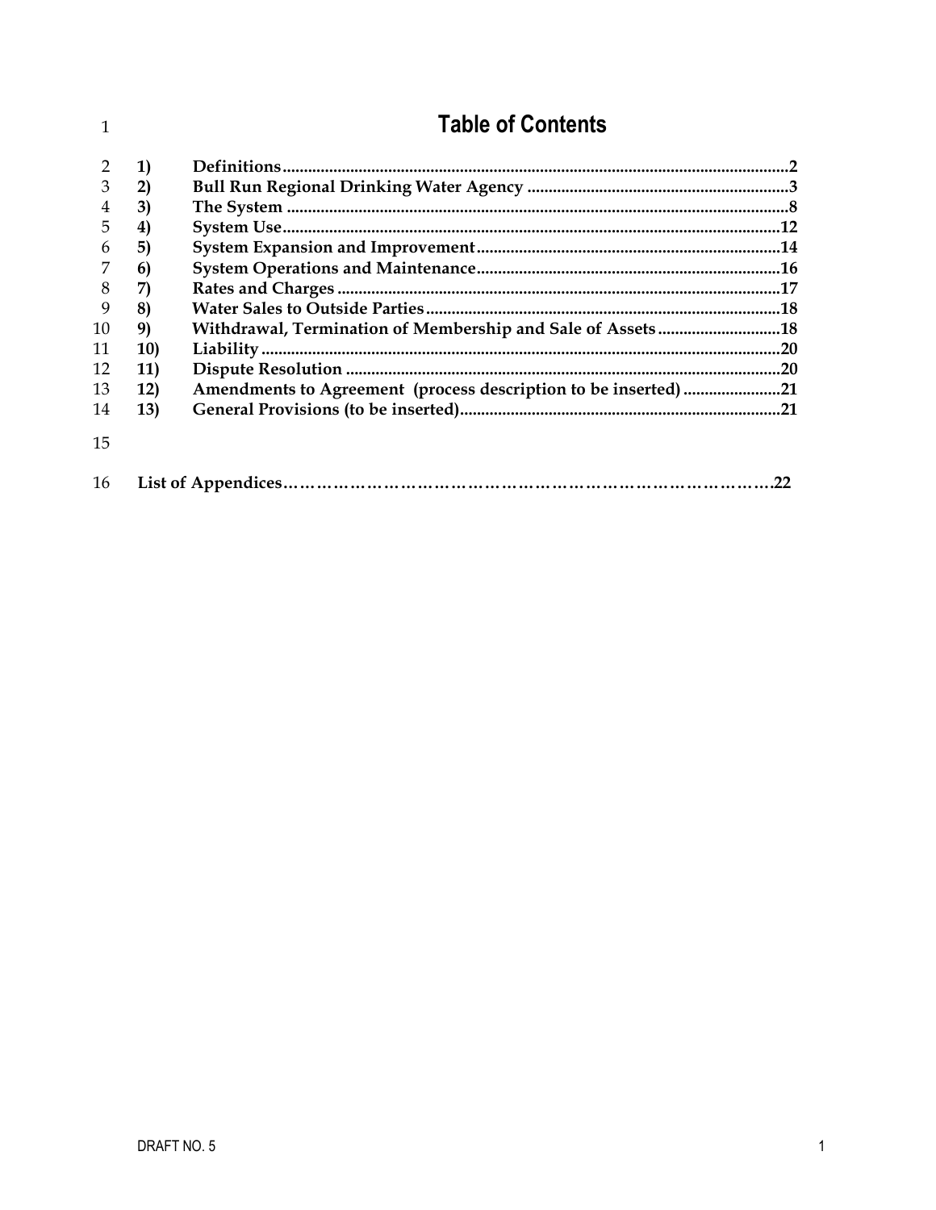# Table of Contents

| | | |
|---|---|---|
| **1)** | **Definitions** | **2** |
| **2)** | **Bull Run Regional Drinking Water Agency** | **3** |
| **3)** | **The System** | **8** |
| **4)** | **System Use** | **12** |
| **5)** | **System Expansion and Improvement** | **14** |
| **6)** | **System Operations and Maintenance** | **16** |
| **7)** | **Rates and Charges** | **17** |
| **8)** | **Water Sales to Outside Parties** | **18** |
| **9)** | **Withdrawal, Termination of Membership and Sale of Assets** | **18** |
| **10)** | **Liability** | **20** |
| **11)** | **Dispute Resolution** | **20** |
| **12)** | **Amendments to Agreement (process description to be inserted)** | **21** |
| **13)** | **General Provisions (to be inserted)** | **21** |

**List of Appendices……………………………………………………………………………22**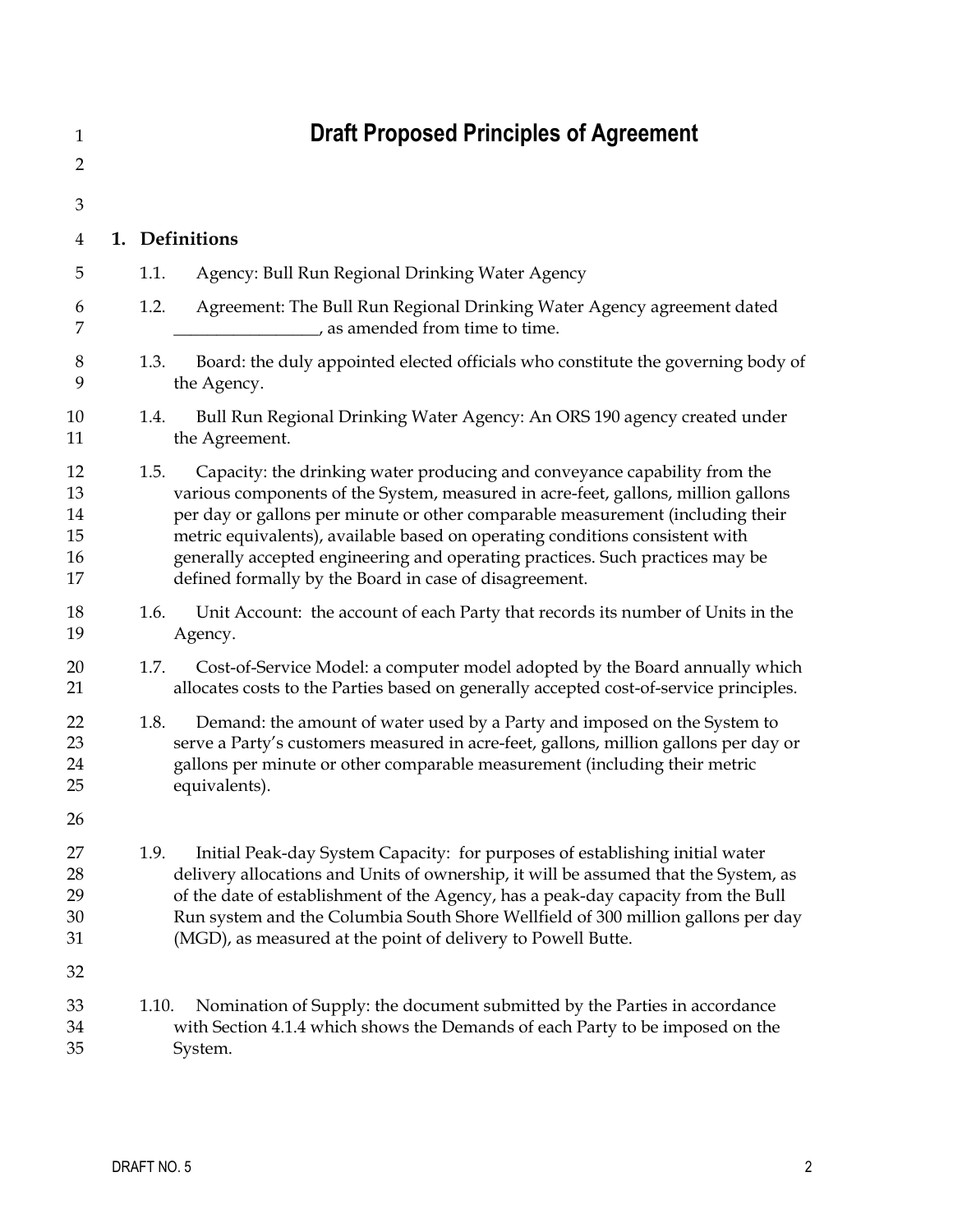# Draft Proposed Principles of Agreement

## 1. Definitions

1.1. Agency: Bull Run Regional Drinking Water Agency

1.2. Agreement: The Bull Run Regional Drinking Water Agency agreement dated _________________, as amended from time to time.

1.3. Board: the duly appointed elected officials who constitute the governing body of the Agency.

1.4. Bull Run Regional Drinking Water Agency: An ORS 190 agency created under the Agreement.

1.5. Capacity: the drinking water producing and conveyance capability from the various components of the System, measured in acre-feet, gallons, million gallons per day or gallons per minute or other comparable measurement (including their metric equivalents), available based on operating conditions consistent with generally accepted engineering and operating practices. Such practices may be defined formally by the Board in case of disagreement.

1.6. Unit Account: the account of each Party that records its number of Units in the Agency.

1.7. Cost-of-Service Model: a computer model adopted by the Board annually which allocates costs to the Parties based on generally accepted cost-of-service principles.

1.8. Demand: the amount of water used by a Party and imposed on the System to serve a Party's customers measured in acre-feet, gallons, million gallons per day or gallons per minute or other comparable measurement (including their metric equivalents).

1.9. Initial Peak-day System Capacity: for purposes of establishing initial water delivery allocations and Units of ownership, it will be assumed that the System, as of the date of establishment of the Agency, has a peak-day capacity from the Bull Run system and the Columbia South Shore Wellfield of 300 million gallons per day (MGD), as measured at the point of delivery to Powell Butte.

1.10. Nomination of Supply: the document submitted by the Parties in accordance with Section 4.1.4 which shows the Demands of each Party to be imposed on the System.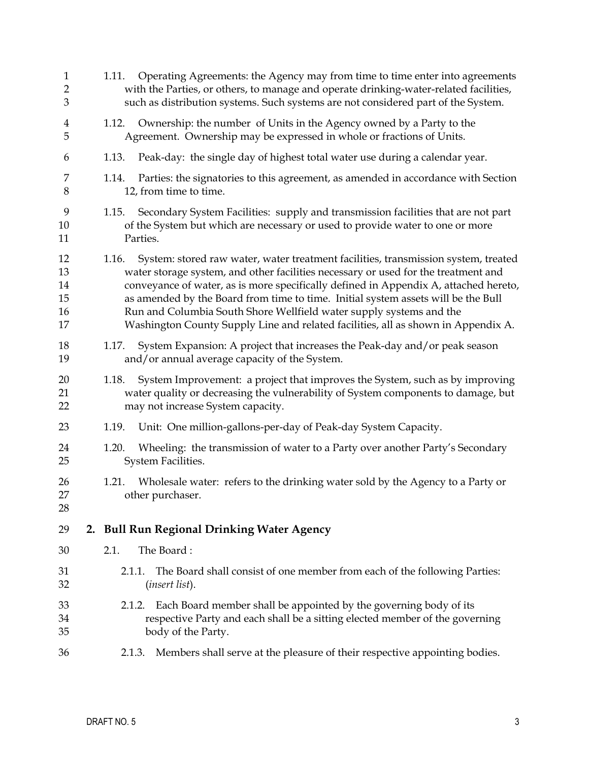1.11. Operating Agreements: the Agency may from time to time enter into agreements with the Parties, or others, to manage and operate drinking-water-related facilities, such as distribution systems. Such systems are not considered part of the System.

1.12. Ownership: the number of Units in the Agency owned by a Party to the Agreement. Ownership may be expressed in whole or fractions of Units.

1.13. Peak-day: the single day of highest total water use during a calendar year.

1.14. Parties: the signatories to this agreement, as amended in accordance with Section 12, from time to time.

1.15. Secondary System Facilities: supply and transmission facilities that are not part of the System but which are necessary or used to provide water to one or more Parties.

1.16. System: stored raw water, water treatment facilities, transmission system, treated water storage system, and other facilities necessary or used for the treatment and conveyance of water, as is more specifically defined in Appendix A, attached hereto, as amended by the Board from time to time. Initial system assets will be the Bull Run and Columbia South Shore Wellfield water supply systems and the Washington County Supply Line and related facilities, all as shown in Appendix A.

1.17. System Expansion: A project that increases the Peak-day and/or peak season and/or annual average capacity of the System.

1.18. System Improvement: a project that improves the System, such as by improving water quality or decreasing the vulnerability of System components to damage, but may not increase System capacity.

1.19. Unit: One million-gallons-per-day of Peak-day System Capacity.

1.20. Wheeling: the transmission of water to a Party over another Party's Secondary System Facilities.

1.21. Wholesale water: refers to the drinking water sold by the Agency to a Party or other purchaser.

## 2. Bull Run Regional Drinking Water Agency

2.1. The Board :

2.1.1. The Board shall consist of one member from each of the following Parties: (*insert list*).

2.1.2. Each Board member shall be appointed by the governing body of its respective Party and each shall be a sitting elected member of the governing body of the Party.

2.1.3. Members shall serve at the pleasure of their respective appointing bodies.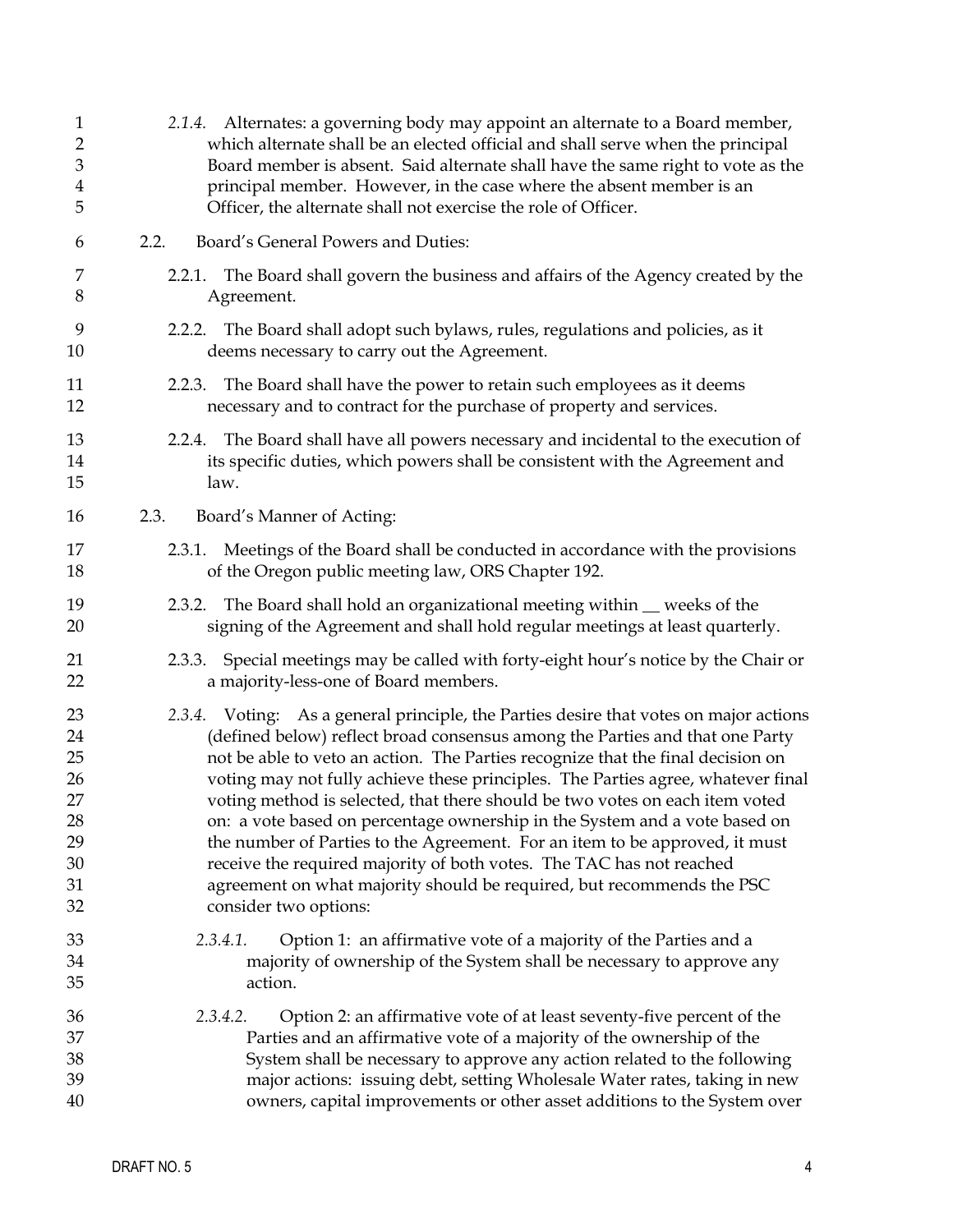*2.1.4.* Alternates: a governing body may appoint an alternate to a Board member, which alternate shall be an elected official and shall serve when the principal Board member is absent. Said alternate shall have the same right to vote as the principal member. However, in the case where the absent member is an Officer, the alternate shall not exercise the role of Officer.

2.2. Board's General Powers and Duties:

2.2.1. The Board shall govern the business and affairs of the Agency created by the Agreement.

2.2.2. The Board shall adopt such bylaws, rules, regulations and policies, as it deems necessary to carry out the Agreement.

2.2.3. The Board shall have the power to retain such employees as it deems necessary and to contract for the purchase of property and services.

2.2.4. The Board shall have all powers necessary and incidental to the execution of its specific duties, which powers shall be consistent with the Agreement and law.

2.3. Board's Manner of Acting:

2.3.1. Meetings of the Board shall be conducted in accordance with the provisions of the Oregon public meeting law, ORS Chapter 192.

2.3.2. The Board shall hold an organizational meeting within __ weeks of the signing of the Agreement and shall hold regular meetings at least quarterly.

2.3.3. Special meetings may be called with forty-eight hour's notice by the Chair or a majority-less-one of Board members.

*2.3.4.* Voting: As a general principle, the Parties desire that votes on major actions (defined below) reflect broad consensus among the Parties and that one Party not be able to veto an action. The Parties recognize that the final decision on voting may not fully achieve these principles. The Parties agree, whatever final voting method is selected, that there should be two votes on each item voted on: a vote based on percentage ownership in the System and a vote based on the number of Parties to the Agreement. For an item to be approved, it must receive the required majority of both votes. The TAC has not reached agreement on what majority should be required, but recommends the PSC consider two options:

*2.3.4.1.* Option 1: an affirmative vote of a majority of the Parties and a majority of ownership of the System shall be necessary to approve any action.

*2.3.4.2.* Option 2: an affirmative vote of at least seventy-five percent of the Parties and an affirmative vote of a majority of the ownership of the System shall be necessary to approve any action related to the following major actions: issuing debt, setting Wholesale Water rates, taking in new owners, capital improvements or other asset additions to the System over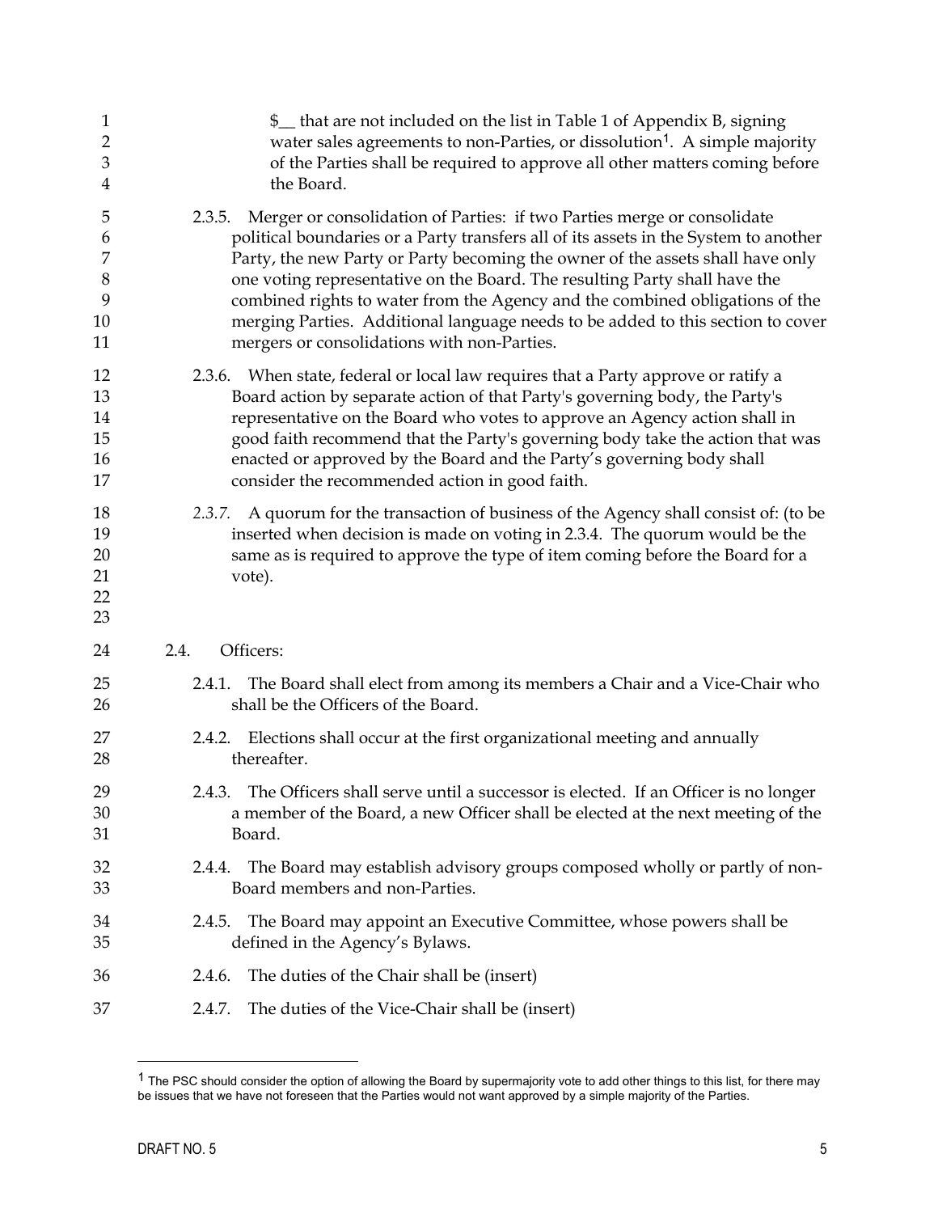$__ that are not included on the list in Table 1 of Appendix B, signing water sales agreements to non-Parties, or dissolution[1]. A simple majority of the Parties shall be required to approve all other matters coming before the Board.

2.3.5. Merger or consolidation of Parties: if two Parties merge or consolidate political boundaries or a Party transfers all of its assets in the System to another Party, the new Party or Party becoming the owner of the assets shall have only one voting representative on the Board. The resulting Party shall have the combined rights to water from the Agency and the combined obligations of the merging Parties. Additional language needs to be added to this section to cover mergers or consolidations with non-Parties.

2.3.6. When state, federal or local law requires that a Party approve or ratify a Board action by separate action of that Party's governing body, the Party's representative on the Board who votes to approve an Agency action shall in good faith recommend that the Party's governing body take the action that was enacted or approved by the Board and the Party's governing body shall consider the recommended action in good faith.

*2.3.7.* A quorum for the transaction of business of the Agency shall consist of: (to be inserted when decision is made on voting in 2.3.4. The quorum would be the same as is required to approve the type of item coming before the Board for a vote).

2.4. Officers:

2.4.1. The Board shall elect from among its members a Chair and a Vice-Chair who shall be the Officers of the Board.

2.4.2. Elections shall occur at the first organizational meeting and annually thereafter.

2.4.3. The Officers shall serve until a successor is elected. If an Officer is no longer a member of the Board, a new Officer shall be elected at the next meeting of the Board.

2.4.4. The Board may establish advisory groups composed wholly or partly of non-Board members and non-Parties.

2.4.5. The Board may appoint an Executive Committee, whose powers shall be defined in the Agency's Bylaws.

2.4.6. The duties of the Chair shall be (insert)

2.4.7. The duties of the Vice-Chair shall be (insert)

---

[1] The PSC should consider the option of allowing the Board by supermajority vote to add other things to this list, for there may be issues that we have not foreseen that the Parties would not want approved by a simple majority of the Parties.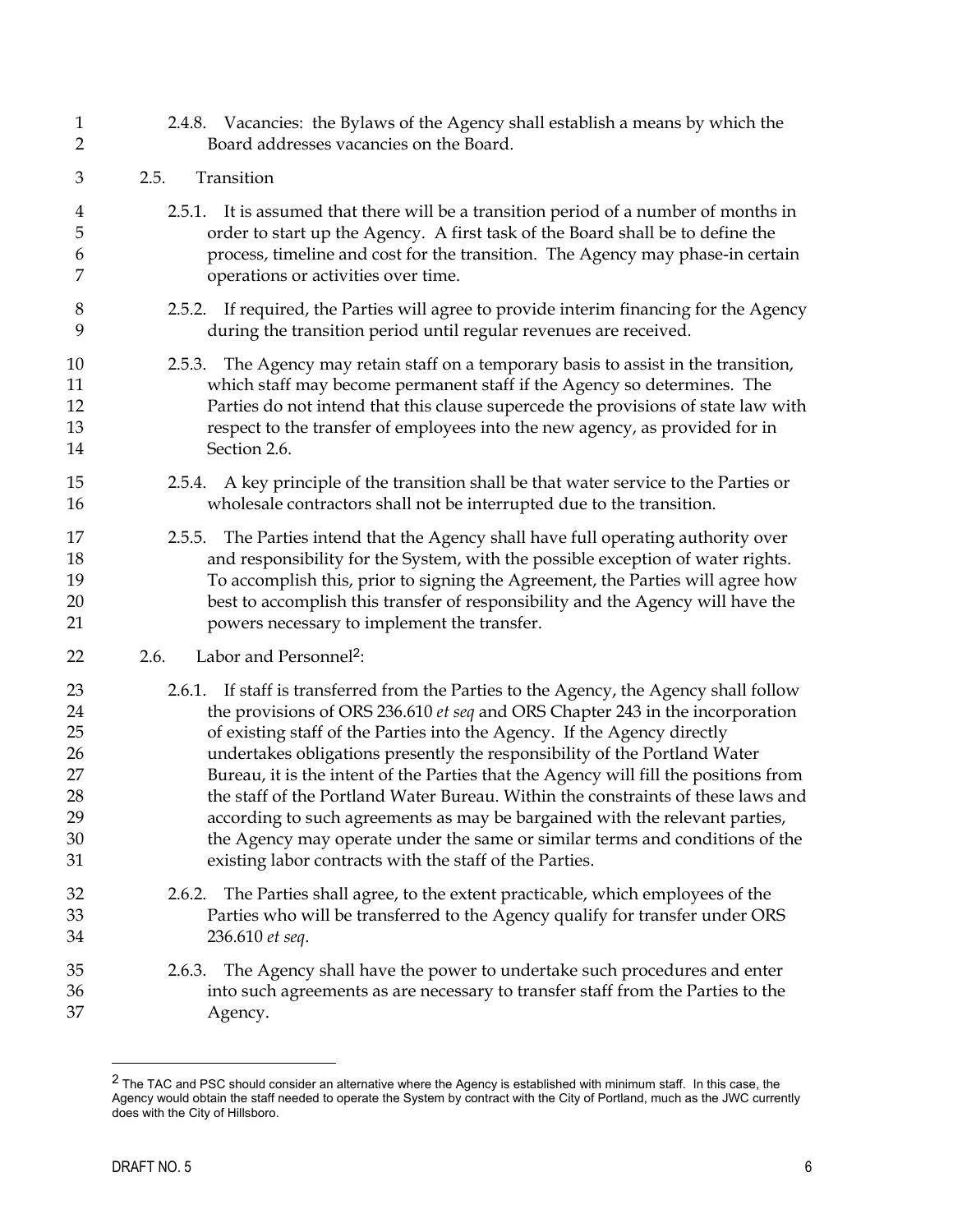2.4.8. Vacancies: the Bylaws of the Agency shall establish a means by which the Board addresses vacancies on the Board.

2.5. Transition

2.5.1. It is assumed that there will be a transition period of a number of months in order to start up the Agency. A first task of the Board shall be to define the process, timeline and cost for the transition. The Agency may phase-in certain operations or activities over time.

2.5.2. If required, the Parties will agree to provide interim financing for the Agency during the transition period until regular revenues are received.

2.5.3. The Agency may retain staff on a temporary basis to assist in the transition, which staff may become permanent staff if the Agency so determines. The Parties do not intend that this clause supercede the provisions of state law with respect to the transfer of employees into the new agency, as provided for in Section 2.6.

2.5.4. A key principle of the transition shall be that water service to the Parties or wholesale contractors shall not be interrupted due to the transition.

2.5.5. The Parties intend that the Agency shall have full operating authority over and responsibility for the System, with the possible exception of water rights. To accomplish this, prior to signing the Agreement, the Parties will agree how best to accomplish this transfer of responsibility and the Agency will have the powers necessary to implement the transfer.

2.6. Labor and Personnel[2]:

2.6.1. If staff is transferred from the Parties to the Agency, the Agency shall follow the provisions of ORS 236.610 *et seq* and ORS Chapter 243 in the incorporation of existing staff of the Parties into the Agency. If the Agency directly undertakes obligations presently the responsibility of the Portland Water Bureau, it is the intent of the Parties that the Agency will fill the positions from the staff of the Portland Water Bureau. Within the constraints of these laws and according to such agreements as may be bargained with the relevant parties, the Agency may operate under the same or similar terms and conditions of the existing labor contracts with the staff of the Parties.

2.6.2. The Parties shall agree, to the extent practicable, which employees of the Parties who will be transferred to the Agency qualify for transfer under ORS 236.610 *et seq*.

2.6.3. The Agency shall have the power to undertake such procedures and enter into such agreements as are necessary to transfer staff from the Parties to the Agency.

[2] The TAC and PSC should consider an alternative where the Agency is established with minimum staff. In this case, the Agency would obtain the staff needed to operate the System by contract with the City of Portland, much as the JWC currently does with the City of Hillsboro.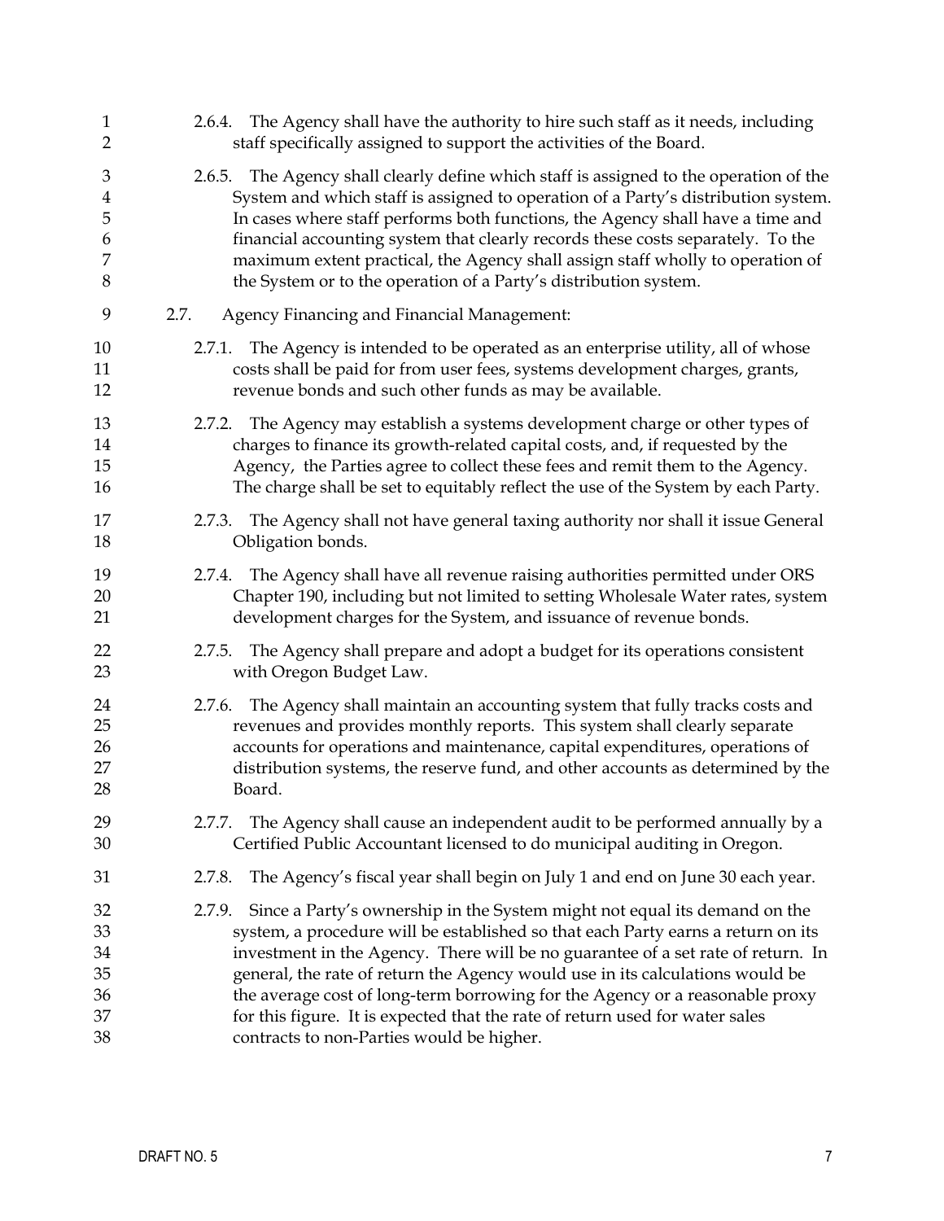2.6.4. The Agency shall have the authority to hire such staff as it needs, including staff specifically assigned to support the activities of the Board.

2.6.5. The Agency shall clearly define which staff is assigned to the operation of the System and which staff is assigned to operation of a Party's distribution system. In cases where staff performs both functions, the Agency shall have a time and financial accounting system that clearly records these costs separately. To the maximum extent practical, the Agency shall assign staff wholly to operation of the System or to the operation of a Party's distribution system.

2.7. Agency Financing and Financial Management:

2.7.1. The Agency is intended to be operated as an enterprise utility, all of whose costs shall be paid for from user fees, systems development charges, grants, revenue bonds and such other funds as may be available.

2.7.2. The Agency may establish a systems development charge or other types of charges to finance its growth-related capital costs, and, if requested by the Agency, the Parties agree to collect these fees and remit them to the Agency. The charge shall be set to equitably reflect the use of the System by each Party.

2.7.3. The Agency shall not have general taxing authority nor shall it issue General Obligation bonds.

2.7.4. The Agency shall have all revenue raising authorities permitted under ORS Chapter 190, including but not limited to setting Wholesale Water rates, system development charges for the System, and issuance of revenue bonds.

2.7.5. The Agency shall prepare and adopt a budget for its operations consistent with Oregon Budget Law.

2.7.6. The Agency shall maintain an accounting system that fully tracks costs and revenues and provides monthly reports. This system shall clearly separate accounts for operations and maintenance, capital expenditures, operations of distribution systems, the reserve fund, and other accounts as determined by the Board.

2.7.7. The Agency shall cause an independent audit to be performed annually by a Certified Public Accountant licensed to do municipal auditing in Oregon.

2.7.8. The Agency's fiscal year shall begin on July 1 and end on June 30 each year.

2.7.9. Since a Party's ownership in the System might not equal its demand on the system, a procedure will be established so that each Party earns a return on its investment in the Agency. There will be no guarantee of a set rate of return. In general, the rate of return the Agency would use in its calculations would be the average cost of long-term borrowing for the Agency or a reasonable proxy for this figure. It is expected that the rate of return used for water sales contracts to non-Parties would be higher.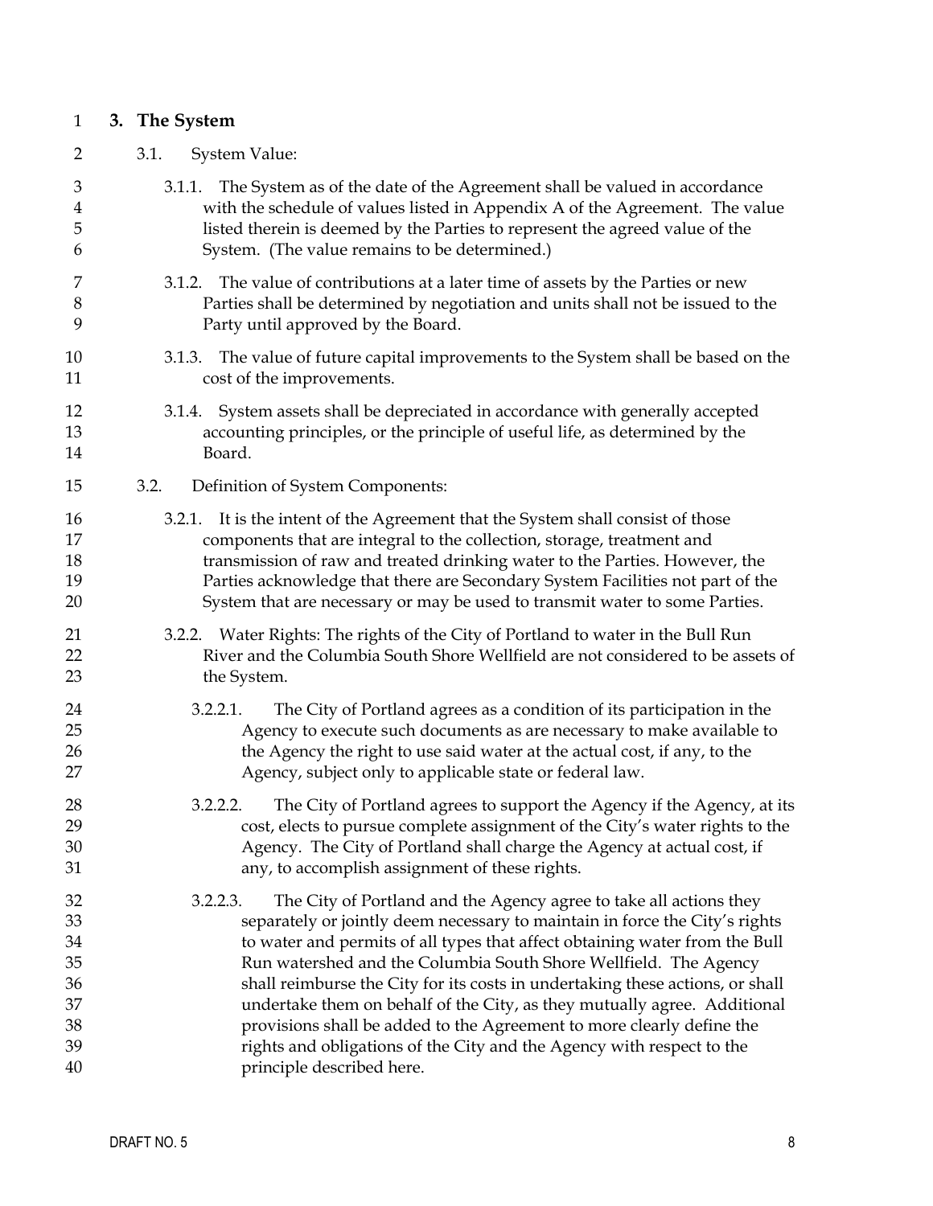## 3. The System

3.1. System Value:

3.1.1. The System as of the date of the Agreement shall be valued in accordance with the schedule of values listed in Appendix A of the Agreement. The value listed therein is deemed by the Parties to represent the agreed value of the System. (The value remains to be determined.)

3.1.2. The value of contributions at a later time of assets by the Parties or new Parties shall be determined by negotiation and units shall not be issued to the Party until approved by the Board.

3.1.3. The value of future capital improvements to the System shall be based on the cost of the improvements.

3.1.4. System assets shall be depreciated in accordance with generally accepted accounting principles, or the principle of useful life, as determined by the Board.

3.2. Definition of System Components:

3.2.1. It is the intent of the Agreement that the System shall consist of those components that are integral to the collection, storage, treatment and transmission of raw and treated drinking water to the Parties. However, the Parties acknowledge that there are Secondary System Facilities not part of the System that are necessary or may be used to transmit water to some Parties.

3.2.2. Water Rights: The rights of the City of Portland to water in the Bull Run River and the Columbia South Shore Wellfield are not considered to be assets of the System.

3.2.2.1. The City of Portland agrees as a condition of its participation in the Agency to execute such documents as are necessary to make available to the Agency the right to use said water at the actual cost, if any, to the Agency, subject only to applicable state or federal law.

3.2.2.2. The City of Portland agrees to support the Agency if the Agency, at its cost, elects to pursue complete assignment of the City's water rights to the Agency. The City of Portland shall charge the Agency at actual cost, if any, to accomplish assignment of these rights.

3.2.2.3. The City of Portland and the Agency agree to take all actions they separately or jointly deem necessary to maintain in force the City's rights to water and permits of all types that affect obtaining water from the Bull Run watershed and the Columbia South Shore Wellfield. The Agency shall reimburse the City for its costs in undertaking these actions, or shall undertake them on behalf of the City, as they mutually agree. Additional provisions shall be added to the Agreement to more clearly define the rights and obligations of the City and the Agency with respect to the principle described here.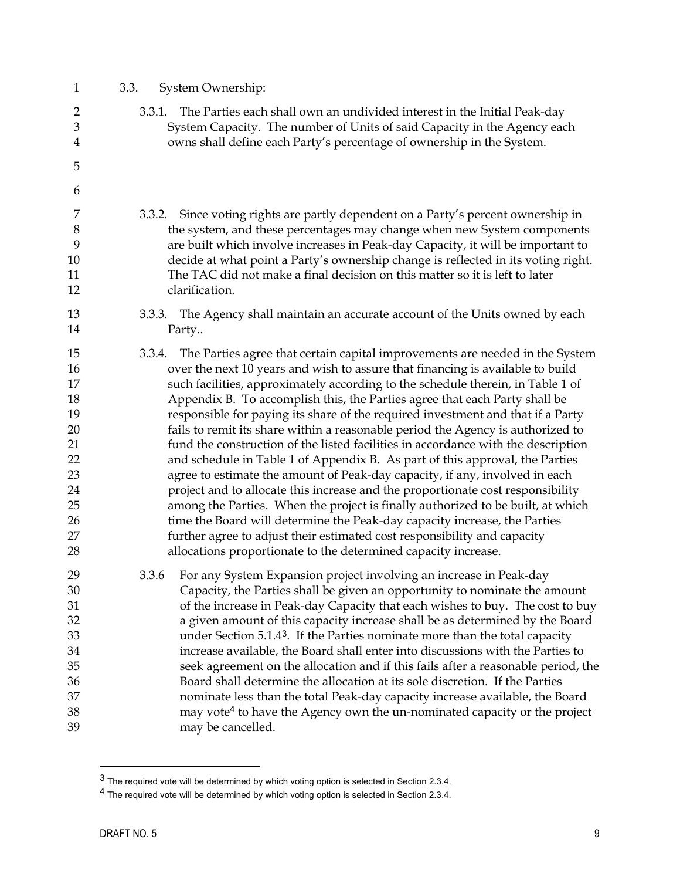3.3. System Ownership:

3.3.1. The Parties each shall own an undivided interest in the Initial Peak-day System Capacity. The number of Units of said Capacity in the Agency each owns shall define each Party's percentage of ownership in the System.

3.3.2. Since voting rights are partly dependent on a Party's percent ownership in the system, and these percentages may change when new System components are built which involve increases in Peak-day Capacity, it will be important to decide at what point a Party's ownership change is reflected in its voting right. The TAC did not make a final decision on this matter so it is left to later clarification.

3.3.3. The Agency shall maintain an accurate account of the Units owned by each Party..

3.3.4. The Parties agree that certain capital improvements are needed in the System over the next 10 years and wish to assure that financing is available to build such facilities, approximately according to the schedule therein, in Table 1 of Appendix B. To accomplish this, the Parties agree that each Party shall be responsible for paying its share of the required investment and that if a Party fails to remit its share within a reasonable period the Agency is authorized to fund the construction of the listed facilities in accordance with the description and schedule in Table 1 of Appendix B. As part of this approval, the Parties agree to estimate the amount of Peak-day capacity, if any, involved in each project and to allocate this increase and the proportionate cost responsibility among the Parties. When the project is finally authorized to be built, at which time the Board will determine the Peak-day capacity increase, the Parties further agree to adjust their estimated cost responsibility and capacity allocations proportionate to the determined capacity increase.

3.3.6 For any System Expansion project involving an increase in Peak-day Capacity, the Parties shall be given an opportunity to nominate the amount of the increase in Peak-day Capacity that each wishes to buy. The cost to buy a given amount of this capacity increase shall be as determined by the Board under Section 5.1.4[3]. If the Parties nominate more than the total capacity increase available, the Board shall enter into discussions with the Parties to seek agreement on the allocation and if this fails after a reasonable period, the Board shall determine the allocation at its sole discretion. If the Parties nominate less than the total Peak-day capacity increase available, the Board may vote[4] to have the Agency own the un-nominated capacity or the project may be cancelled.

---

[3] The required vote will be determined by which voting option is selected in Section 2.3.4.

[4] The required vote will be determined by which voting option is selected in Section 2.3.4.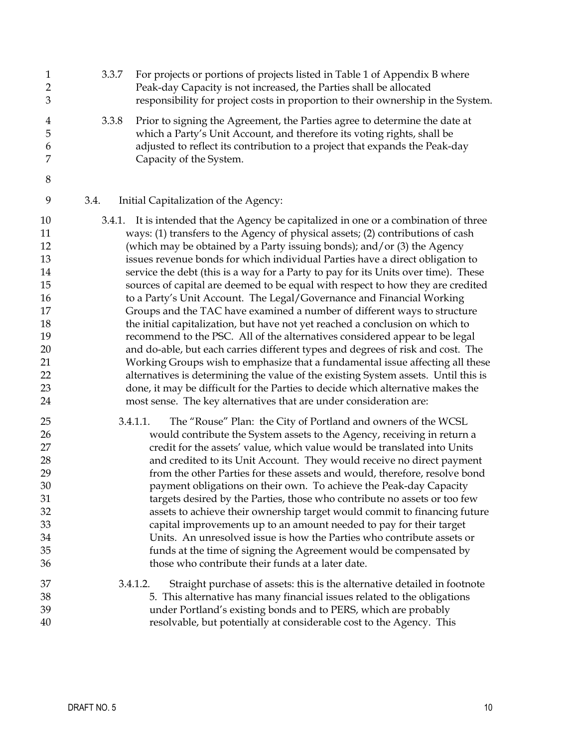3.3.7 For projects or portions of projects listed in Table 1 of Appendix B where Peak-day Capacity is not increased, the Parties shall be allocated responsibility for project costs in proportion to their ownership in the System.

3.3.8 Prior to signing the Agreement, the Parties agree to determine the date at which a Party's Unit Account, and therefore its voting rights, shall be adjusted to reflect its contribution to a project that expands the Peak-day Capacity of the System.

3.4. Initial Capitalization of the Agency:

3.4.1. It is intended that the Agency be capitalized in one or a combination of three ways: (1) transfers to the Agency of physical assets; (2) contributions of cash (which may be obtained by a Party issuing bonds); and/or (3) the Agency issues revenue bonds for which individual Parties have a direct obligation to service the debt (this is a way for a Party to pay for its Units over time). These sources of capital are deemed to be equal with respect to how they are credited to a Party's Unit Account. The Legal/Governance and Financial Working Groups and the TAC have examined a number of different ways to structure the initial capitalization, but have not yet reached a conclusion on which to recommend to the PSC. All of the alternatives considered appear to be legal and do-able, but each carries different types and degrees of risk and cost. The Working Groups wish to emphasize that a fundamental issue affecting all these alternatives is determining the value of the existing System assets. Until this is done, it may be difficult for the Parties to decide which alternative makes the most sense. The key alternatives that are under consideration are:

3.4.1.1. The "Rouse" Plan: the City of Portland and owners of the WCSL would contribute the System assets to the Agency, receiving in return a credit for the assets' value, which value would be translated into Units and credited to its Unit Account. They would receive no direct payment from the other Parties for these assets and would, therefore, resolve bond payment obligations on their own. To achieve the Peak-day Capacity targets desired by the Parties, those who contribute no assets or too few assets to achieve their ownership target would commit to financing future capital improvements up to an amount needed to pay for their target Units. An unresolved issue is how the Parties who contribute assets or funds at the time of signing the Agreement would be compensated by those who contribute their funds at a later date.

3.4.1.2. Straight purchase of assets: this is the alternative detailed in footnote 5. This alternative has many financial issues related to the obligations under Portland's existing bonds and to PERS, which are probably resolvable, but potentially at considerable cost to the Agency. This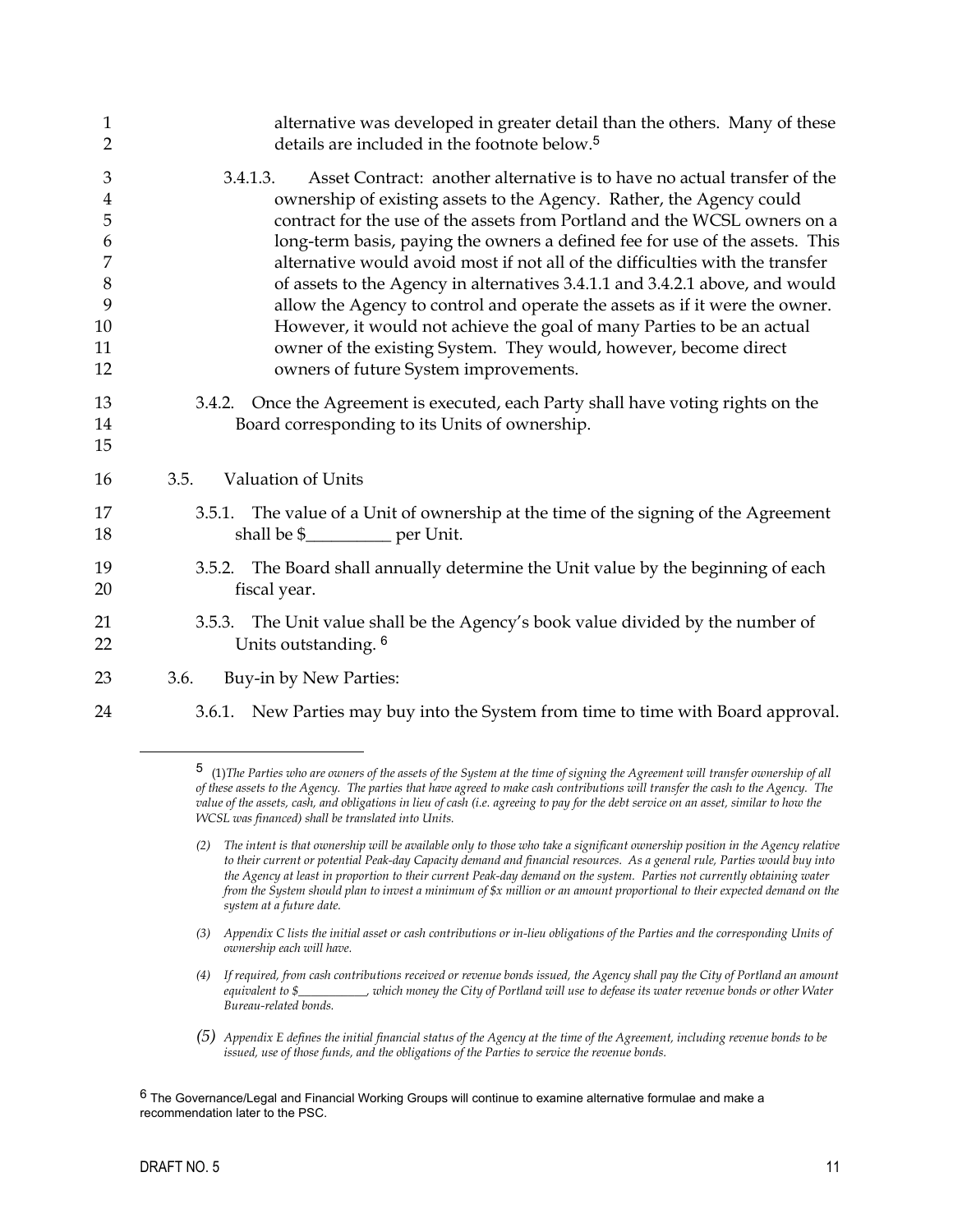alternative was developed in greater detail than the others. Many of these details are included in the footnote below.[5]

3.4.1.3. Asset Contract: another alternative is to have no actual transfer of the ownership of existing assets to the Agency. Rather, the Agency could contract for the use of the assets from Portland and the WCSL owners on a long-term basis, paying the owners a defined fee for use of the assets. This alternative would avoid most if not all of the difficulties with the transfer of assets to the Agency in alternatives 3.4.1.1 and 3.4.2.1 above, and would allow the Agency to control and operate the assets as if it were the owner. However, it would not achieve the goal of many Parties to be an actual owner of the existing System. They would, however, become direct owners of future System improvements.

3.4.2. Once the Agreement is executed, each Party shall have voting rights on the Board corresponding to its Units of ownership.

3.5. Valuation of Units

3.5.1. The value of a Unit of ownership at the time of the signing of the Agreement shall be $__________ per Unit.

3.5.2. The Board shall annually determine the Unit value by the beginning of each fiscal year.

3.5.3. The Unit value shall be the Agency's book value divided by the number of Units outstanding.[6]

3.6. Buy-in by New Parties:

3.6.1. New Parties may buy into the System from time to time with Board approval.

---

[5] (1) *The Parties who are owners of the assets of the System at the time of signing the Agreement will transfer ownership of all of these assets to the Agency. The parties that have agreed to make cash contributions will transfer the cash to the Agency. The value of the assets, cash, and obligations in lieu of cash (i.e. agreeing to pay for the debt service on an asset, similar to how the WCSL was financed) shall be translated into Units.*

(2) *The intent is that ownership will be available only to those who take a significant ownership position in the Agency relative to their current or potential Peak-day Capacity demand and financial resources. As a general rule, Parties would buy into the Agency at least in proportion to their current Peak-day demand on the system. Parties not currently obtaining water from the System should plan to invest a minimum of $x million or an amount proportional to their expected demand on the system at a future date.*

(3) *Appendix C lists the initial asset or cash contributions or in-lieu obligations of the Parties and the corresponding Units of ownership each will have.*

(4) *If required, from cash contributions received or revenue bonds issued, the Agency shall pay the City of Portland an amount equivalent to $__________, which money the City of Portland will use to defease its water revenue bonds or other Water Bureau-related bonds.*

(5) *Appendix E defines the initial financial status of the Agency at the time of the Agreement, including revenue bonds to be issued, use of those funds, and the obligations of the Parties to service the revenue bonds.*

[6] The Governance/Legal and Financial Working Groups will continue to examine alternative formulae and make a recommendation later to the PSC.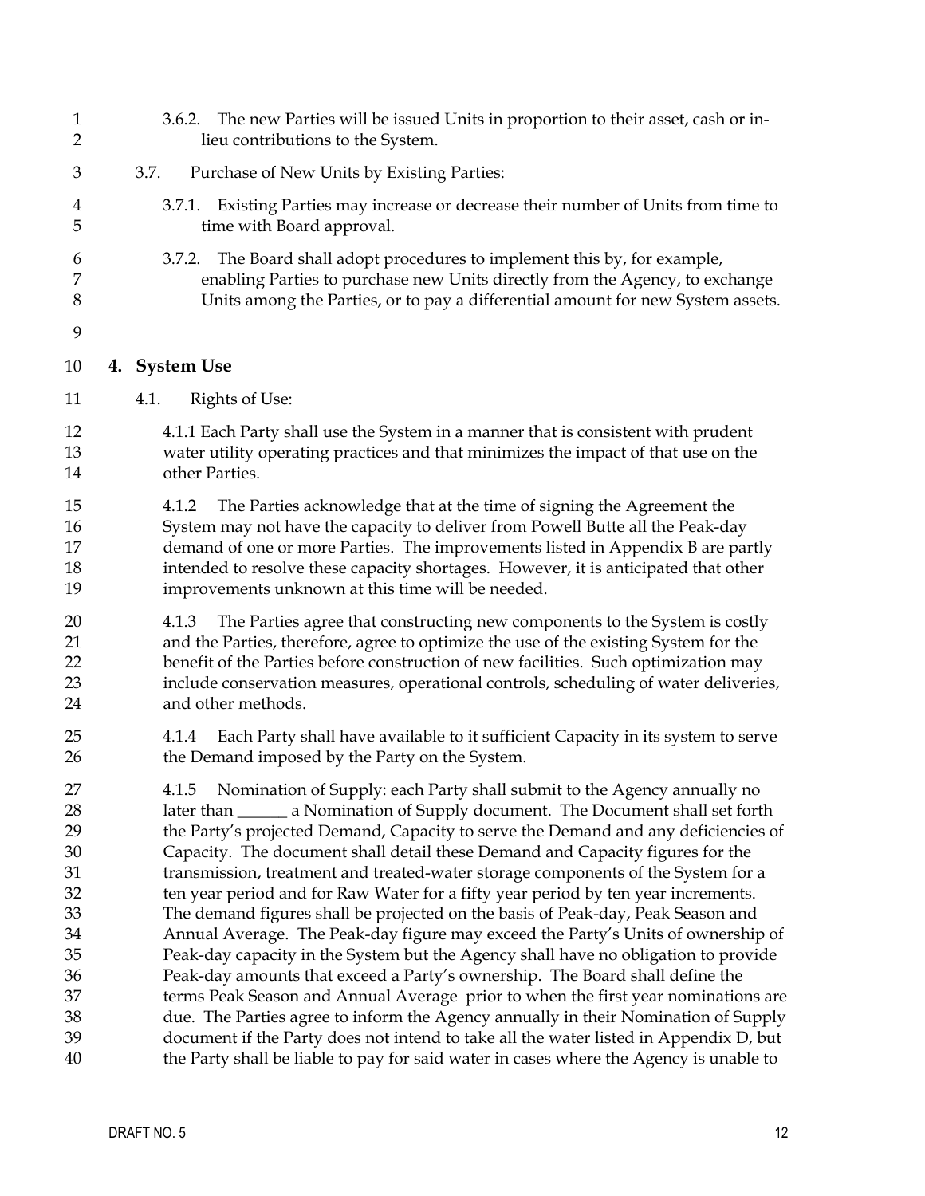3.6.2. The new Parties will be issued Units in proportion to their asset, cash or in-lieu contributions to the System.

3.7. Purchase of New Units by Existing Parties:

3.7.1. Existing Parties may increase or decrease their number of Units from time to time with Board approval.

3.7.2. The Board shall adopt procedures to implement this by, for example, enabling Parties to purchase new Units directly from the Agency, to exchange Units among the Parties, or to pay a differential amount for new System assets.

## 4. System Use

4.1. Rights of Use:

4.1.1 Each Party shall use the System in a manner that is consistent with prudent water utility operating practices and that minimizes the impact of that use on the other Parties.

4.1.2 The Parties acknowledge that at the time of signing the Agreement the System may not have the capacity to deliver from Powell Butte all the Peak-day demand of one or more Parties. The improvements listed in Appendix B are partly intended to resolve these capacity shortages. However, it is anticipated that other improvements unknown at this time will be needed.

4.1.3 The Parties agree that constructing new components to the System is costly and the Parties, therefore, agree to optimize the use of the existing System for the benefit of the Parties before construction of new facilities. Such optimization may include conservation measures, operational controls, scheduling of water deliveries, and other methods.

4.1.4 Each Party shall have available to it sufficient Capacity in its system to serve the Demand imposed by the Party on the System.

4.1.5 Nomination of Supply: each Party shall submit to the Agency annually no later than ______ a Nomination of Supply document. The Document shall set forth the Party's projected Demand, Capacity to serve the Demand and any deficiencies of Capacity. The document shall detail these Demand and Capacity figures for the transmission, treatment and treated-water storage components of the System for a ten year period and for Raw Water for a fifty year period by ten year increments. The demand figures shall be projected on the basis of Peak-day, Peak Season and Annual Average. The Peak-day figure may exceed the Party's Units of ownership of Peak-day capacity in the System but the Agency shall have no obligation to provide Peak-day amounts that exceed a Party's ownership. The Board shall define the terms Peak Season and Annual Average prior to when the first year nominations are due. The Parties agree to inform the Agency annually in their Nomination of Supply document if the Party does not intend to take all the water listed in Appendix D, but the Party shall be liable to pay for said water in cases where the Agency is unable to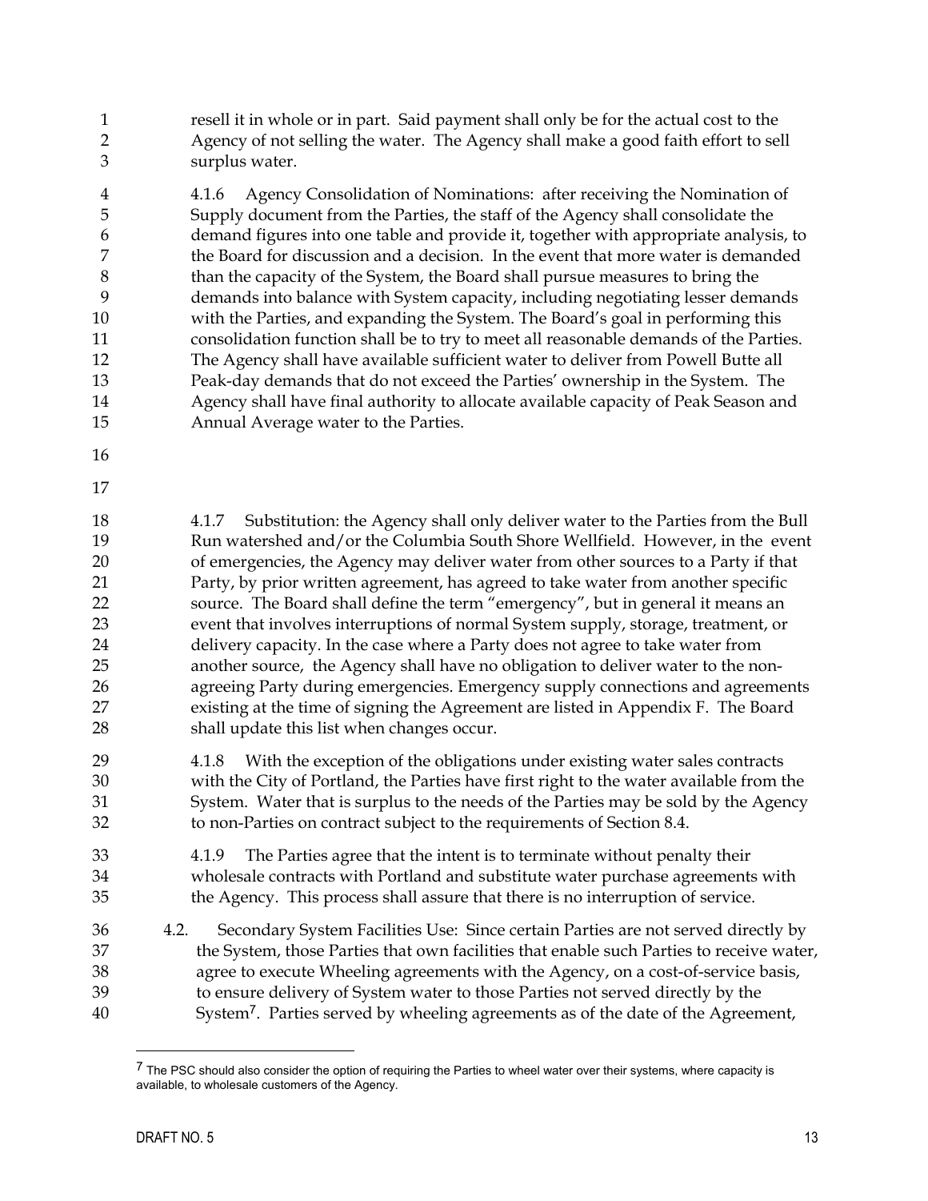resell it in whole or in part. Said payment shall only be for the actual cost to the Agency of not selling the water. The Agency shall make a good faith effort to sell surplus water.

4.1.6 Agency Consolidation of Nominations: after receiving the Nomination of Supply document from the Parties, the staff of the Agency shall consolidate the demand figures into one table and provide it, together with appropriate analysis, to the Board for discussion and a decision. In the event that more water is demanded than the capacity of the System, the Board shall pursue measures to bring the demands into balance with System capacity, including negotiating lesser demands with the Parties, and expanding the System. The Board's goal in performing this consolidation function shall be to try to meet all reasonable demands of the Parties. The Agency shall have available sufficient water to deliver from Powell Butte all Peak-day demands that do not exceed the Parties' ownership in the System. The Agency shall have final authority to allocate available capacity of Peak Season and Annual Average water to the Parties.

4.1.7 Substitution: the Agency shall only deliver water to the Parties from the Bull Run watershed and/or the Columbia South Shore Wellfield. However, in the event of emergencies, the Agency may deliver water from other sources to a Party if that Party, by prior written agreement, has agreed to take water from another specific source. The Board shall define the term "emergency", but in general it means an event that involves interruptions of normal System supply, storage, treatment, or delivery capacity. In the case where a Party does not agree to take water from another source, the Agency shall have no obligation to deliver water to the non-agreeing Party during emergencies. Emergency supply connections and agreements existing at the time of signing the Agreement are listed in Appendix F. The Board shall update this list when changes occur.

4.1.8 With the exception of the obligations under existing water sales contracts with the City of Portland, the Parties have first right to the water available from the System. Water that is surplus to the needs of the Parties may be sold by the Agency to non-Parties on contract subject to the requirements of Section 8.4.

4.1.9 The Parties agree that the intent is to terminate without penalty their wholesale contracts with Portland and substitute water purchase agreements with the Agency. This process shall assure that there is no interruption of service.

4.2. Secondary System Facilities Use: Since certain Parties are not served directly by the System, those Parties that own facilities that enable such Parties to receive water, agree to execute Wheeling agreements with the Agency, on a cost-of-service basis, to ensure delivery of System water to those Parties not served directly by the System[7]. Parties served by wheeling agreements as of the date of the Agreement,

[7] The PSC should also consider the option of requiring the Parties to wheel water over their systems, where capacity is available, to wholesale customers of the Agency.

DRAFT NO. 5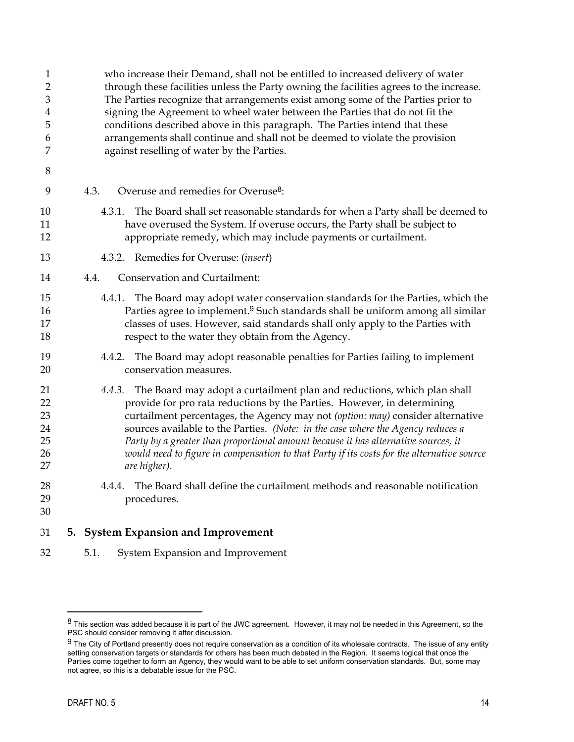who increase their Demand, shall not be entitled to increased delivery of water through these facilities unless the Party owning the facilities agrees to the increase. The Parties recognize that arrangements exist among some of the Parties prior to signing the Agreement to wheel water between the Parties that do not fit the conditions described above in this paragraph. The Parties intend that these arrangements shall continue and shall not be deemed to violate the provision against reselling of water by the Parties.

4.3. Overuse and remedies for Overuse[8]:

4.3.1. The Board shall set reasonable standards for when a Party shall be deemed to have overused the System. If overuse occurs, the Party shall be subject to appropriate remedy, which may include payments or curtailment.

4.3.2. Remedies for Overuse: (*insert*)

4.4. Conservation and Curtailment:

4.4.1. The Board may adopt water conservation standards for the Parties, which the Parties agree to implement.[9] Such standards shall be uniform among all similar classes of uses. However, said standards shall only apply to the Parties with respect to the water they obtain from the Agency.

4.4.2. The Board may adopt reasonable penalties for Parties failing to implement conservation measures.

*4.4.3.* The Board may adopt a curtailment plan and reductions, which plan shall provide for pro rata reductions by the Parties. However, in determining curtailment percentages, the Agency may not *(option: may)* consider alternative sources available to the Parties. *(Note: in the case where the Agency reduces a Party by a greater than proportional amount because it has alternative sources, it would need to figure in compensation to that Party if its costs for the alternative source are higher).*

4.4.4. The Board shall define the curtailment methods and reasonable notification procedures.

## 5. System Expansion and Improvement

5.1. System Expansion and Improvement

---

[8] This section was added because it is part of the JWC agreement. However, it may not be needed in this Agreement, so the PSC should consider removing it after discussion.

[9] The City of Portland presently does not require conservation as a condition of its wholesale contracts. The issue of any entity setting conservation targets or standards for others has been much debated in the Region. It seems logical that once the Parties come together to form an Agency, they would want to be able to set uniform conservation standards. But, some may not agree, so this is a debatable issue for the PSC.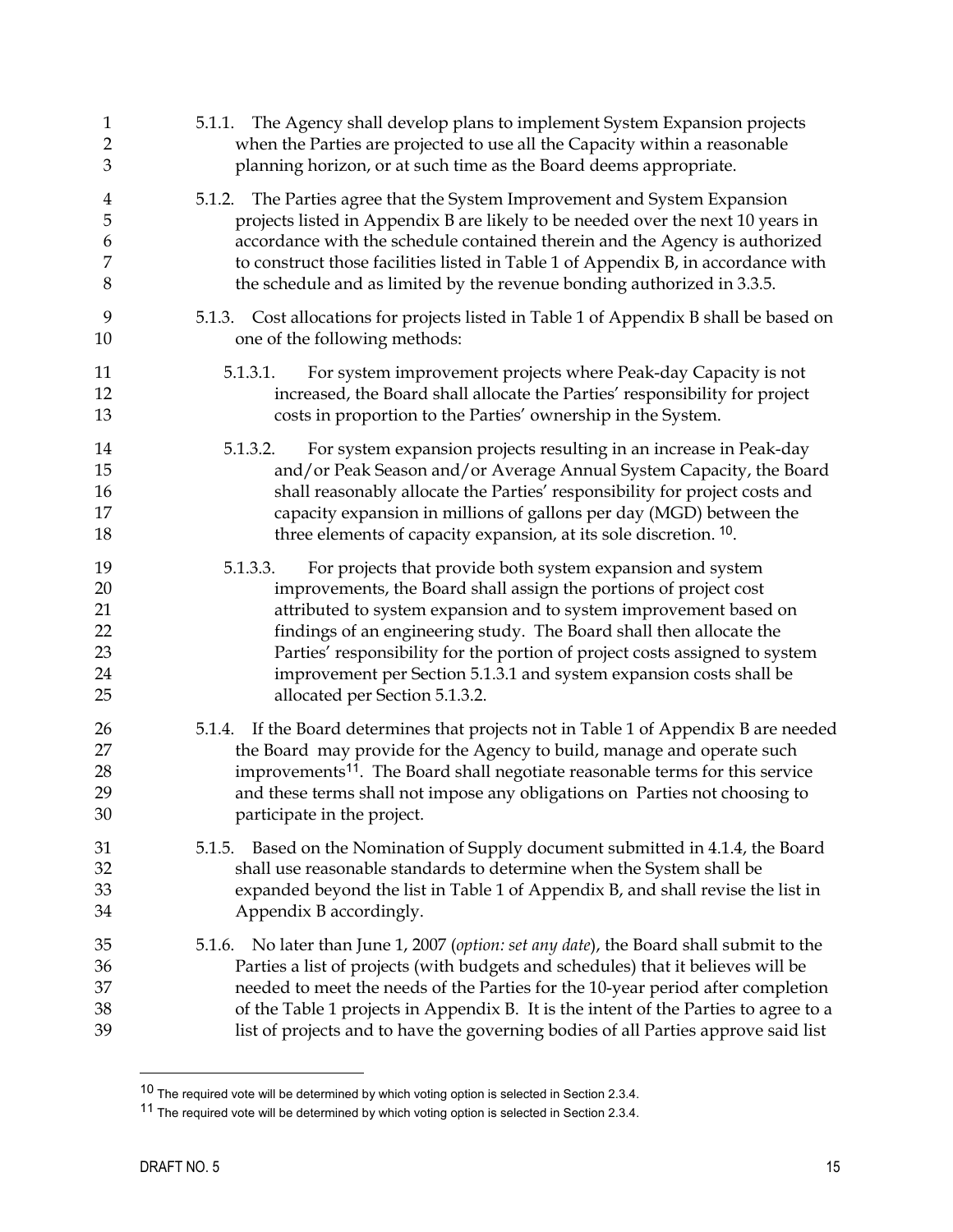5.1.1. The Agency shall develop plans to implement System Expansion projects when the Parties are projected to use all the Capacity within a reasonable planning horizon, or at such time as the Board deems appropriate.

5.1.2. The Parties agree that the System Improvement and System Expansion projects listed in Appendix B are likely to be needed over the next 10 years in accordance with the schedule contained therein and the Agency is authorized to construct those facilities listed in Table 1 of Appendix B, in accordance with the schedule and as limited by the revenue bonding authorized in 3.3.5.

5.1.3. Cost allocations for projects listed in Table 1 of Appendix B shall be based on one of the following methods:

5.1.3.1. For system improvement projects where Peak-day Capacity is not increased, the Board shall allocate the Parties' responsibility for project costs in proportion to the Parties' ownership in the System.

5.1.3.2. For system expansion projects resulting in an increase in Peak-day and/or Peak Season and/or Average Annual System Capacity, the Board shall reasonably allocate the Parties' responsibility for project costs and capacity expansion in millions of gallons per day (MGD) between the three elements of capacity expansion, at its sole discretion. [10].

5.1.3.3. For projects that provide both system expansion and system improvements, the Board shall assign the portions of project cost attributed to system expansion and to system improvement based on findings of an engineering study. The Board shall then allocate the Parties' responsibility for the portion of project costs assigned to system improvement per Section 5.1.3.1 and system expansion costs shall be allocated per Section 5.1.3.2.

5.1.4. If the Board determines that projects not in Table 1 of Appendix B are needed the Board may provide for the Agency to build, manage and operate such improvements[11]. The Board shall negotiate reasonable terms for this service and these terms shall not impose any obligations on Parties not choosing to participate in the project.

5.1.5. Based on the Nomination of Supply document submitted in 4.1.4, the Board shall use reasonable standards to determine when the System shall be expanded beyond the list in Table 1 of Appendix B, and shall revise the list in Appendix B accordingly.

5.1.6. No later than June 1, 2007 (*option: set any date*), the Board shall submit to the Parties a list of projects (with budgets and schedules) that it believes will be needed to meet the needs of the Parties for the 10-year period after completion of the Table 1 projects in Appendix B. It is the intent of the Parties to agree to a list of projects and to have the governing bodies of all Parties approve said list

---

[10] The required vote will be determined by which voting option is selected in Section 2.3.4.

[11] The required vote will be determined by which voting option is selected in Section 2.3.4.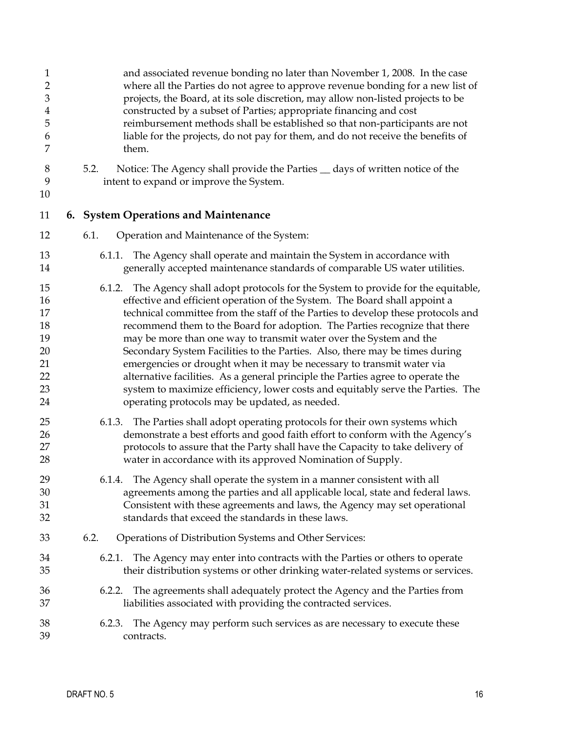and associated revenue bonding no later than November 1, 2008. In the case where all the Parties do not agree to approve revenue bonding for a new list of projects, the Board, at its sole discretion, may allow non-listed projects to be constructed by a subset of Parties; appropriate financing and cost reimbursement methods shall be established so that non-participants are not liable for the projects, do not pay for them, and do not receive the benefits of them.

5.2. Notice: The Agency shall provide the Parties __ days of written notice of the intent to expand or improve the System.

## 6. System Operations and Maintenance

6.1. Operation and Maintenance of the System:

6.1.1. The Agency shall operate and maintain the System in accordance with generally accepted maintenance standards of comparable US water utilities.

6.1.2. The Agency shall adopt protocols for the System to provide for the equitable, effective and efficient operation of the System. The Board shall appoint a technical committee from the staff of the Parties to develop these protocols and recommend them to the Board for adoption. The Parties recognize that there may be more than one way to transmit water over the System and the Secondary System Facilities to the Parties. Also, there may be times during emergencies or drought when it may be necessary to transmit water via alternative facilities. As a general principle the Parties agree to operate the system to maximize efficiency, lower costs and equitably serve the Parties. The operating protocols may be updated, as needed.

6.1.3. The Parties shall adopt operating protocols for their own systems which demonstrate a best efforts and good faith effort to conform with the Agency's protocols to assure that the Party shall have the Capacity to take delivery of water in accordance with its approved Nomination of Supply.

6.1.4. The Agency shall operate the system in a manner consistent with all agreements among the parties and all applicable local, state and federal laws. Consistent with these agreements and laws, the Agency may set operational standards that exceed the standards in these laws.

6.2. Operations of Distribution Systems and Other Services:

6.2.1. The Agency may enter into contracts with the Parties or others to operate their distribution systems or other drinking water-related systems or services.

6.2.2. The agreements shall adequately protect the Agency and the Parties from liabilities associated with providing the contracted services.

6.2.3. The Agency may perform such services as are necessary to execute these contracts.

DRAFT NO. 5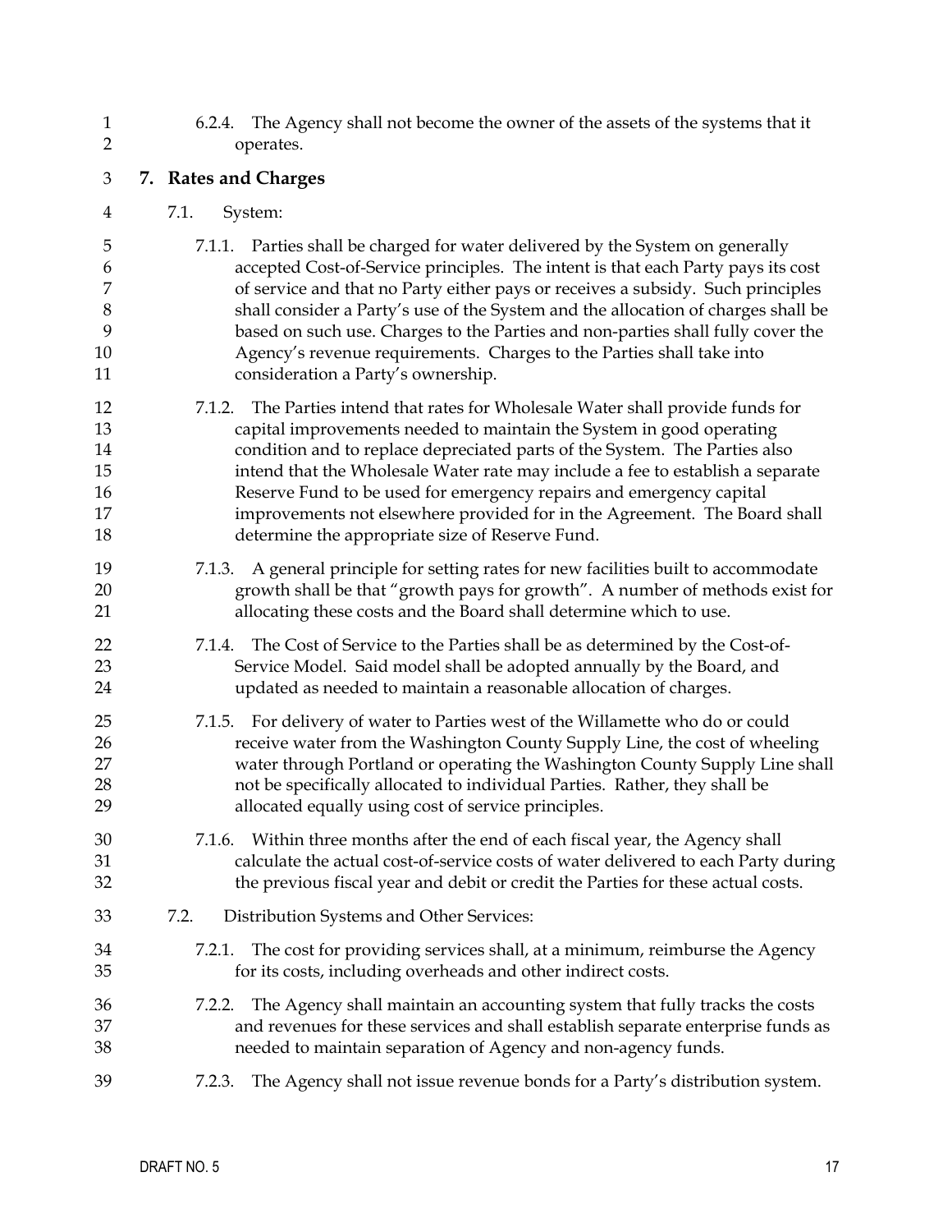6.2.4. The Agency shall not become the owner of the assets of the systems that it operates.

## 7. Rates and Charges

7.1. System:

7.1.1. Parties shall be charged for water delivered by the System on generally accepted Cost-of-Service principles. The intent is that each Party pays its cost of service and that no Party either pays or receives a subsidy. Such principles shall consider a Party's use of the System and the allocation of charges shall be based on such use. Charges to the Parties and non-parties shall fully cover the Agency's revenue requirements. Charges to the Parties shall take into consideration a Party's ownership.

7.1.2. The Parties intend that rates for Wholesale Water shall provide funds for capital improvements needed to maintain the System in good operating condition and to replace depreciated parts of the System. The Parties also intend that the Wholesale Water rate may include a fee to establish a separate Reserve Fund to be used for emergency repairs and emergency capital improvements not elsewhere provided for in the Agreement. The Board shall determine the appropriate size of Reserve Fund.

7.1.3. A general principle for setting rates for new facilities built to accommodate growth shall be that "growth pays for growth". A number of methods exist for allocating these costs and the Board shall determine which to use.

7.1.4. The Cost of Service to the Parties shall be as determined by the Cost-of-Service Model. Said model shall be adopted annually by the Board, and updated as needed to maintain a reasonable allocation of charges.

7.1.5. For delivery of water to Parties west of the Willamette who do or could receive water from the Washington County Supply Line, the cost of wheeling water through Portland or operating the Washington County Supply Line shall not be specifically allocated to individual Parties. Rather, they shall be allocated equally using cost of service principles.

7.1.6. Within three months after the end of each fiscal year, the Agency shall calculate the actual cost-of-service costs of water delivered to each Party during the previous fiscal year and debit or credit the Parties for these actual costs.

7.2. Distribution Systems and Other Services:

7.2.1. The cost for providing services shall, at a minimum, reimburse the Agency for its costs, including overheads and other indirect costs.

7.2.2. The Agency shall maintain an accounting system that fully tracks the costs and revenues for these services and shall establish separate enterprise funds as needed to maintain separation of Agency and non-agency funds.

7.2.3. The Agency shall not issue revenue bonds for a Party's distribution system.

DRAFT NO. 5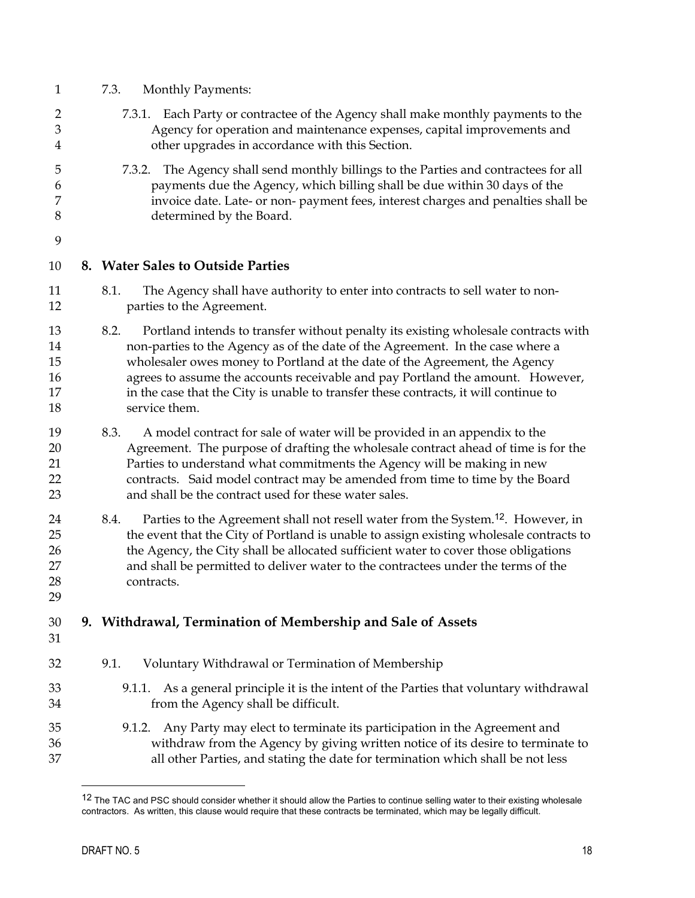7.3. Monthly Payments:

7.3.1. Each Party or contractee of the Agency shall make monthly payments to the Agency for operation and maintenance expenses, capital improvements and other upgrades in accordance with this Section.

7.3.2. The Agency shall send monthly billings to the Parties and contractees for all payments due the Agency, which billing shall be due within 30 days of the invoice date. Late- or non- payment fees, interest charges and penalties shall be determined by the Board.

## 8. Water Sales to Outside Parties

8.1. The Agency shall have authority to enter into contracts to sell water to non-parties to the Agreement.

8.2. Portland intends to transfer without penalty its existing wholesale contracts with non-parties to the Agency as of the date of the Agreement. In the case where a wholesaler owes money to Portland at the date of the Agreement, the Agency agrees to assume the accounts receivable and pay Portland the amount. However, in the case that the City is unable to transfer these contracts, it will continue to service them.

8.3. A model contract for sale of water will be provided in an appendix to the Agreement. The purpose of drafting the wholesale contract ahead of time is for the Parties to understand what commitments the Agency will be making in new contracts. Said model contract may be amended from time to time by the Board and shall be the contract used for these water sales.

8.4. Parties to the Agreement shall not resell water from the System.[12]. However, in the event that the City of Portland is unable to assign existing wholesale contracts to the Agency, the City shall be allocated sufficient water to cover those obligations and shall be permitted to deliver water to the contractees under the terms of the contracts.

## 9. Withdrawal, Termination of Membership and Sale of Assets

9.1. Voluntary Withdrawal or Termination of Membership

9.1.1. As a general principle it is the intent of the Parties that voluntary withdrawal from the Agency shall be difficult.

9.1.2. Any Party may elect to terminate its participation in the Agreement and withdraw from the Agency by giving written notice of its desire to terminate to all other Parties, and stating the date for termination which shall be not less

[12] The TAC and PSC should consider whether it should allow the Parties to continue selling water to their existing wholesale contractors. As written, this clause would require that these contracts be terminated, which may be legally difficult.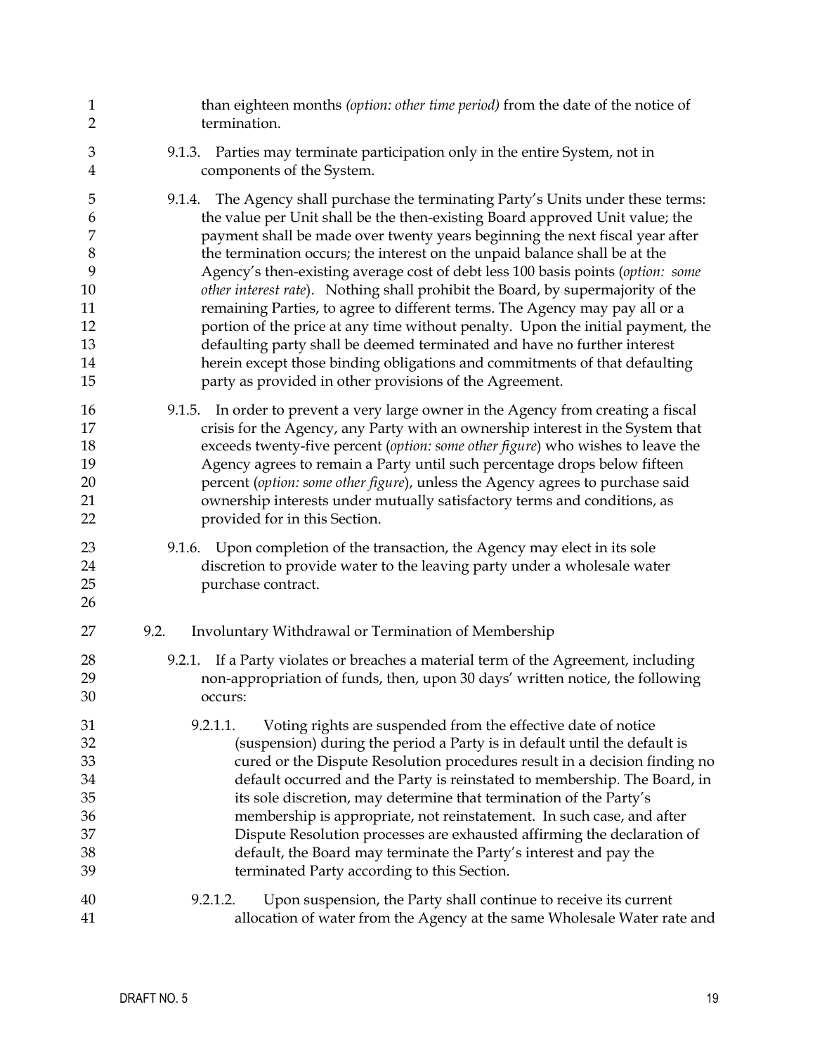than eighteen months *(option: other time period)* from the date of the notice of termination.

9.1.3. Parties may terminate participation only in the entire System, not in components of the System.

9.1.4. The Agency shall purchase the terminating Party's Units under these terms: the value per Unit shall be the then-existing Board approved Unit value; the payment shall be made over twenty years beginning the next fiscal year after the termination occurs; the interest on the unpaid balance shall be at the Agency's then-existing average cost of debt less 100 basis points (*option: some other interest rate*). Nothing shall prohibit the Board, by supermajority of the remaining Parties, to agree to different terms. The Agency may pay all or a portion of the price at any time without penalty. Upon the initial payment, the defaulting party shall be deemed terminated and have no further interest herein except those binding obligations and commitments of that defaulting party as provided in other provisions of the Agreement.

9.1.5. In order to prevent a very large owner in the Agency from creating a fiscal crisis for the Agency, any Party with an ownership interest in the System that exceeds twenty-five percent (*option: some other figure*) who wishes to leave the Agency agrees to remain a Party until such percentage drops below fifteen percent (*option: some other figure*), unless the Agency agrees to purchase said ownership interests under mutually satisfactory terms and conditions, as provided for in this Section.

9.1.6. Upon completion of the transaction, the Agency may elect in its sole discretion to provide water to the leaving party under a wholesale water purchase contract.

9.2. Involuntary Withdrawal or Termination of Membership

9.2.1. If a Party violates or breaches a material term of the Agreement, including non-appropriation of funds, then, upon 30 days' written notice, the following occurs:

9.2.1.1. Voting rights are suspended from the effective date of notice (suspension) during the period a Party is in default until the default is cured or the Dispute Resolution procedures result in a decision finding no default occurred and the Party is reinstated to membership. The Board, in its sole discretion, may determine that termination of the Party's membership is appropriate, not reinstatement. In such case, and after Dispute Resolution processes are exhausted affirming the declaration of default, the Board may terminate the Party's interest and pay the terminated Party according to this Section.

9.2.1.2. Upon suspension, the Party shall continue to receive its current allocation of water from the Agency at the same Wholesale Water rate and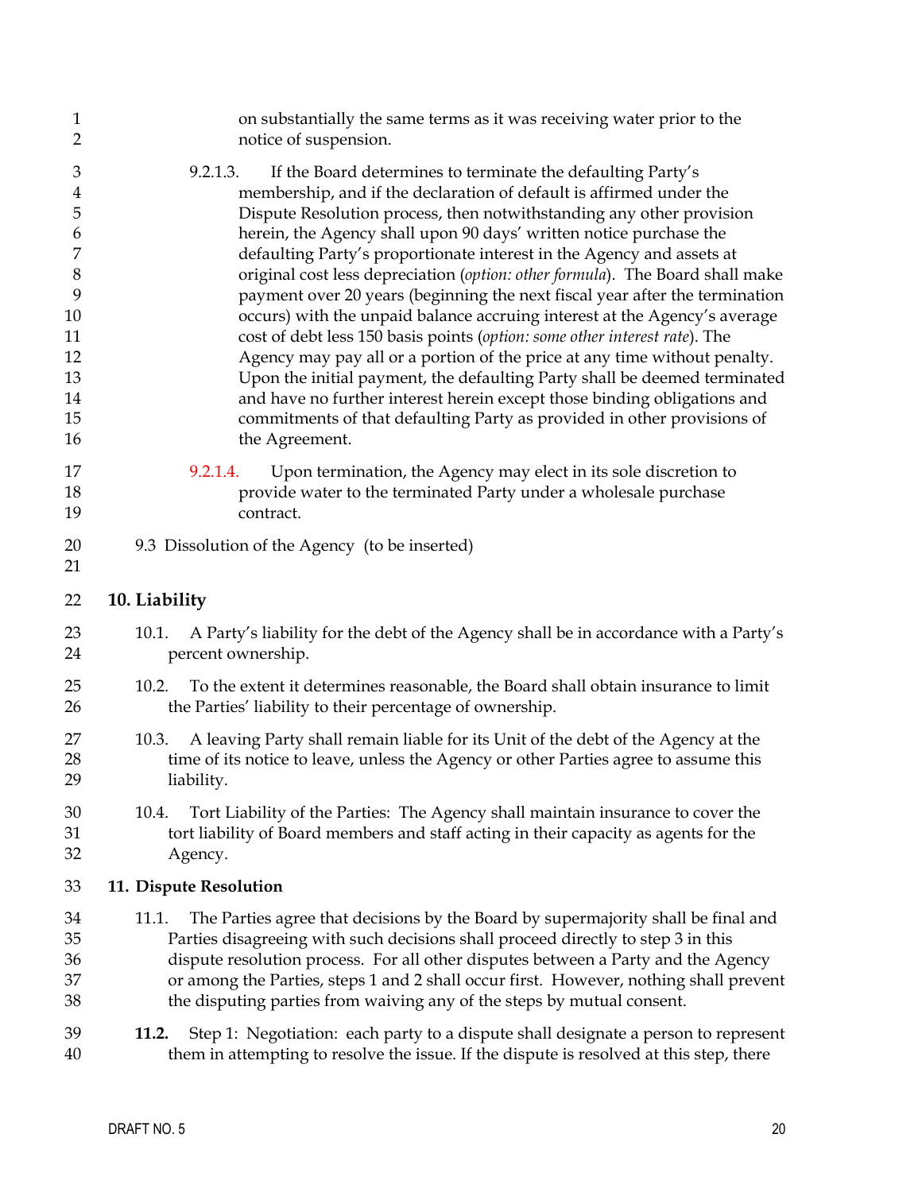on substantially the same terms as it was receiving water prior to the notice of suspension.

9.2.1.3. If the Board determines to terminate the defaulting Party's membership, and if the declaration of default is affirmed under the Dispute Resolution process, then notwithstanding any other provision herein, the Agency shall upon 90 days' written notice purchase the defaulting Party's proportionate interest in the Agency and assets at original cost less depreciation (*option: other formula*). The Board shall make payment over 20 years (beginning the next fiscal year after the termination occurs) with the unpaid balance accruing interest at the Agency's average cost of debt less 150 basis points (*option: some other interest rate*). The Agency may pay all or a portion of the price at any time without penalty. Upon the initial payment, the defaulting Party shall be deemed terminated and have no further interest herein except those binding obligations and commitments of that defaulting Party as provided in other provisions of the Agreement.

9.2.1.4. Upon termination, the Agency may elect in its sole discretion to provide water to the terminated Party under a wholesale purchase contract.

9.3 Dissolution of the Agency (to be inserted)

## 10. Liability

10.1. A Party's liability for the debt of the Agency shall be in accordance with a Party's percent ownership.

10.2. To the extent it determines reasonable, the Board shall obtain insurance to limit the Parties' liability to their percentage of ownership.

10.3. A leaving Party shall remain liable for its Unit of the debt of the Agency at the time of its notice to leave, unless the Agency or other Parties agree to assume this liability.

10.4. Tort Liability of the Parties: The Agency shall maintain insurance to cover the tort liability of Board members and staff acting in their capacity as agents for the Agency.

## 11. Dispute Resolution

11.1. The Parties agree that decisions by the Board by supermajority shall be final and Parties disagreeing with such decisions shall proceed directly to step 3 in this dispute resolution process. For all other disputes between a Party and the Agency or among the Parties, steps 1 and 2 shall occur first. However, nothing shall prevent the disputing parties from waiving any of the steps by mutual consent.

**11.2.** Step 1: Negotiation: each party to a dispute shall designate a person to represent them in attempting to resolve the issue. If the dispute is resolved at this step, there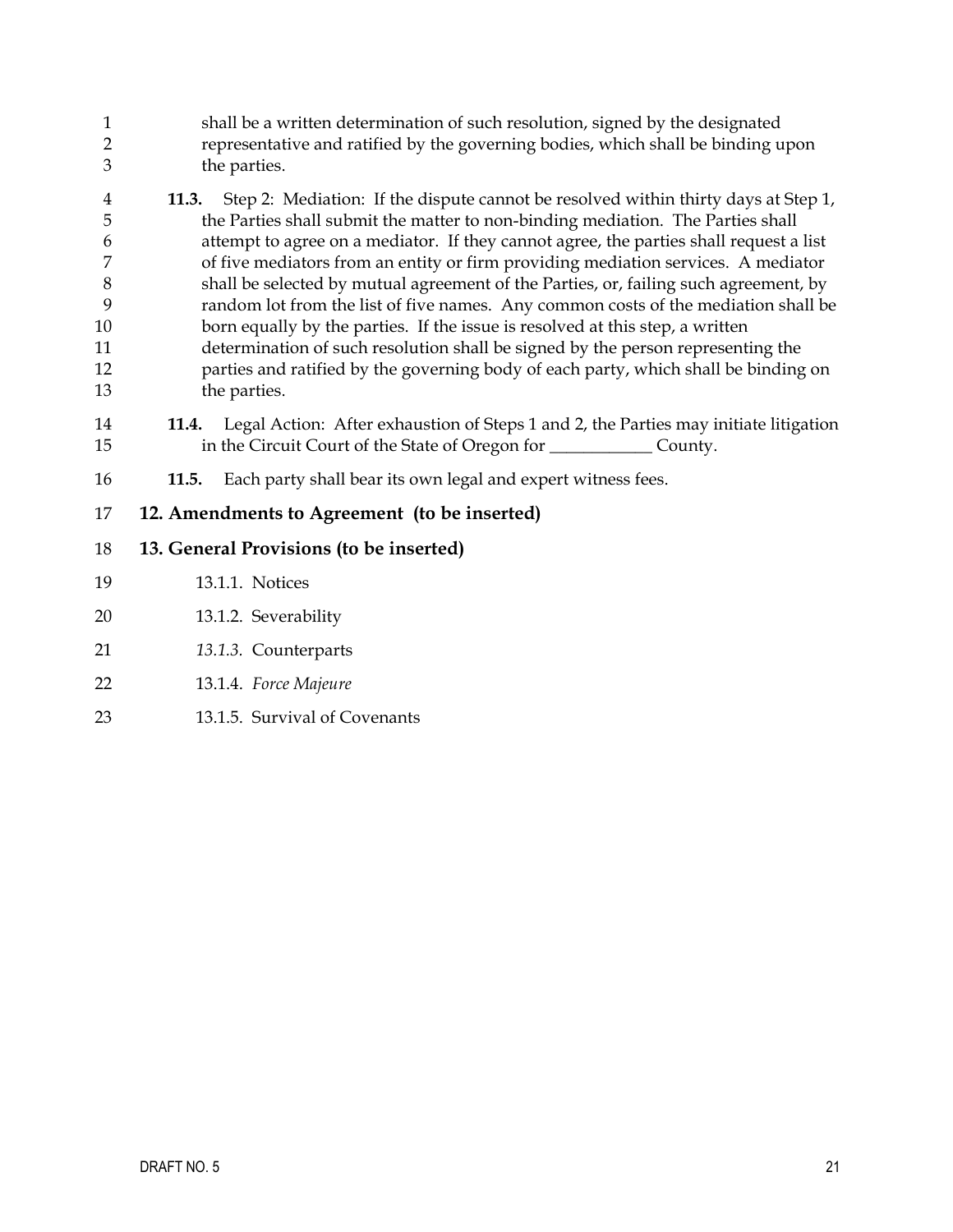shall be a written determination of such resolution, signed by the designated representative and ratified by the governing bodies, which shall be binding upon the parties.

**11.3.** Step 2: Mediation: If the dispute cannot be resolved within thirty days at Step 1, the Parties shall submit the matter to non-binding mediation. The Parties shall attempt to agree on a mediator. If they cannot agree, the parties shall request a list of five mediators from an entity or firm providing mediation services. A mediator shall be selected by mutual agreement of the Parties, or, failing such agreement, by random lot from the list of five names. Any common costs of the mediation shall be born equally by the parties. If the issue is resolved at this step, a written determination of such resolution shall be signed by the person representing the parties and ratified by the governing body of each party, which shall be binding on the parties.

**11.4.** Legal Action: After exhaustion of Steps 1 and 2, the Parties may initiate litigation in the Circuit Court of the State of Oregon for ____________ County.

**11.5.** Each party shall bear its own legal and expert witness fees.

## 12. Amendments to Agreement (to be inserted)

## 13. General Provisions (to be inserted)

13.1.1. Notices

13.1.2. Severability

*13.1.3.* Counterparts

13.1.4. *Force Majeure*

13.1.5. Survival of Covenants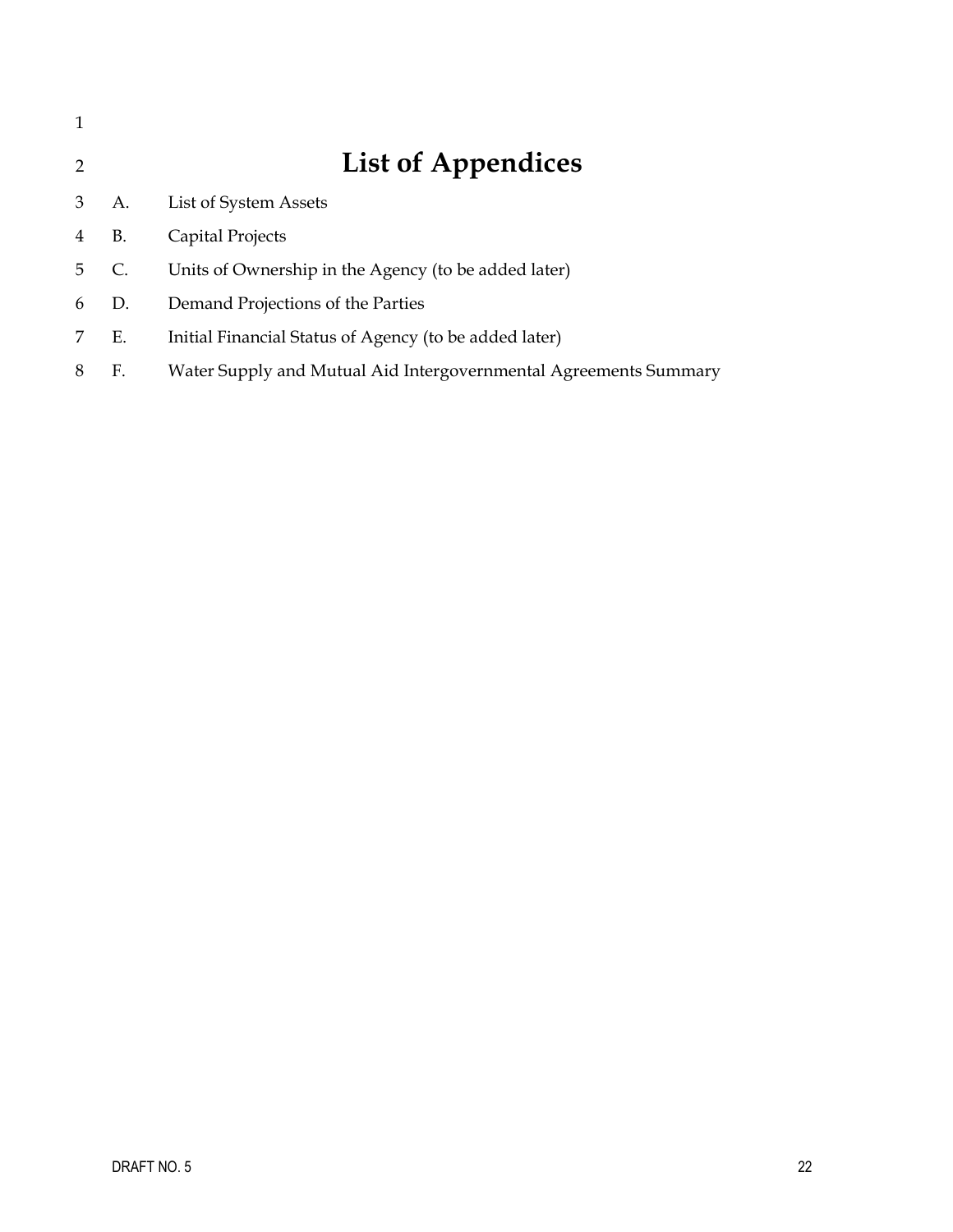# List of Appendices

A. List of System Assets

B. Capital Projects

C. Units of Ownership in the Agency (to be added later)

D. Demand Projections of the Parties

E. Initial Financial Status of Agency (to be added later)

F. Water Supply and Mutual Aid Intergovernmental Agreements Summary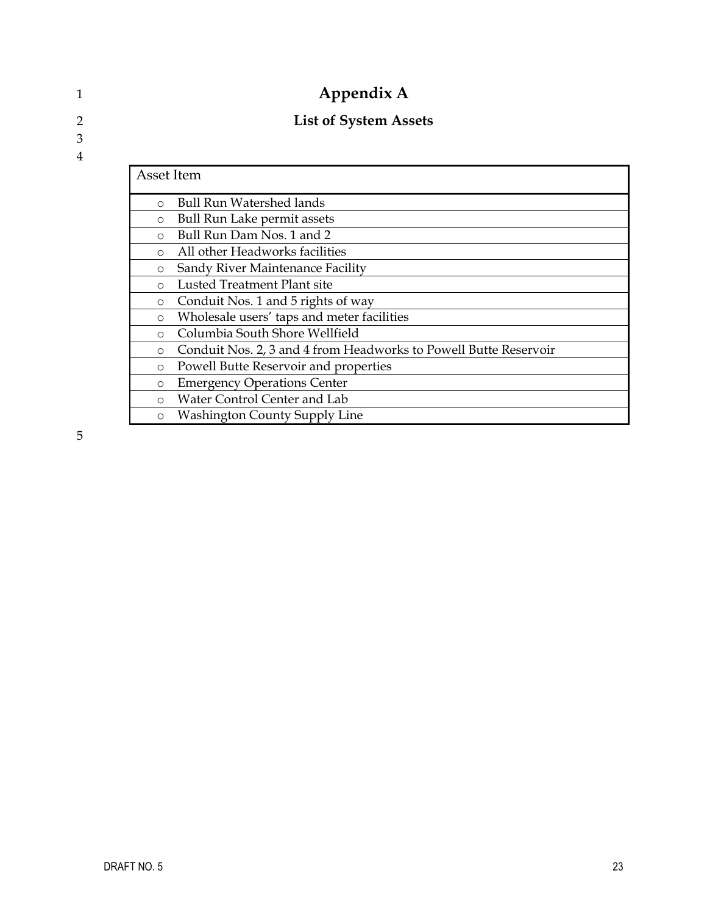# Appendix A

## List of System Assets

| Asset Item |
| --- |
| ○ Bull Run Watershed lands |
| ○ Bull Run Lake permit assets |
| ○ Bull Run Dam Nos. 1 and 2 |
| ○ All other Headworks facilities |
| ○ Sandy River Maintenance Facility |
| ○ Lusted Treatment Plant site |
| ○ Conduit Nos. 1 and 5 rights of way |
| ○ Wholesale users' taps and meter facilities |
| ○ Columbia South Shore Wellfield |
| ○ Conduit Nos. 2, 3 and 4 from Headworks to Powell Butte Reservoir |
| ○ Powell Butte Reservoir and properties |
| ○ Emergency Operations Center |
| ○ Water Control Center and Lab |
| ○ Washington County Supply Line |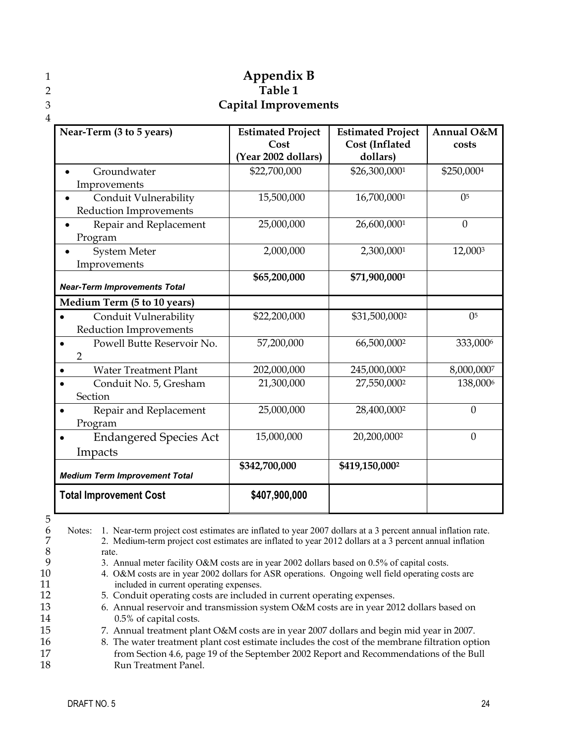# Appendix B
## Table 1
## Capital Improvements

| Near-Term (3 to 5 years) | Estimated Project Cost (Year 2002 dollars) | Estimated Project Cost (Inflated dollars) | Annual O&M costs |
|---|---|---|---|
| • Groundwater Improvements | $22,700,000 | $26,300,000[1] | $250,000[4] |
| • Conduit Vulnerability Reduction Improvements | 15,500,000 | 16,700,000[1] | 0[5] |
| • Repair and Replacement Program | 25,000,000 | 26,600,000[1] | 0 |
| • System Meter Improvements | 2,000,000 | 2,300,000[1] | 12,000[3] |
| ***Near-Term Improvements Total*** | **$65,200,000** | **$71,900,000[1]** | |
| **Medium Term (5 to 10 years)** | | | |
| • Conduit Vulnerability Reduction Improvements | $22,200,000 | $31,500,000[2] | 0[5] |
| • Powell Butte Reservoir No. 2 | 57,200,000 | 66,500,000[2] | 333,000[6] |
| • Water Treatment Plant | 202,000,000 | 245,000,000[2] | 8,000,000[7] |
| • Conduit No. 5, Gresham Section | 21,300,000 | 27,550,000[2] | 138,000[6] |
| • Repair and Replacement Program | 25,000,000 | 28,400,000[2] | 0 |
| • Endangered Species Act Impacts | 15,000,000 | 20,200,000[2] | 0 |
| ***Medium Term Improvement Total*** | **$342,700,000** | **$419,150,000[2]** | |
| **Total Improvement Cost** | **$407,900,000** | | |

Notes:
1. Near-term project cost estimates are inflated to year 2007 dollars at a 3 percent annual inflation rate.
2. Medium-term project cost estimates are inflated to year 2012 dollars at a 3 percent annual inflation rate.
3. Annual meter facility O&M costs are in year 2002 dollars based on 0.5% of capital costs.
4. O&M costs are in year 2002 dollars for ASR operations. Ongoing well field operating costs are included in current operating expenses.
5. Conduit operating costs are included in current operating expenses.
6. Annual reservoir and transmission system O&M costs are in year 2012 dollars based on 0.5% of capital costs.
7. Annual treatment plant O&M costs are in year 2007 dollars and begin mid year in 2007.
8. The water treatment plant cost estimate includes the cost of the membrane filtration option from Section 4.6, page 19 of the September 2002 Report and Recommendations of the Bull Run Treatment Panel.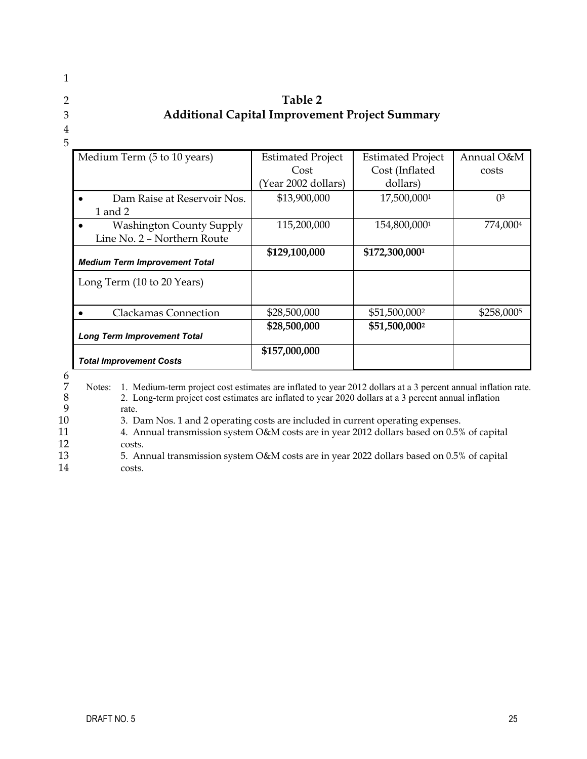## Table 2
## Additional Capital Improvement Project Summary

| Medium Term (5 to 10 years) | Estimated Project Cost (Year 2002 dollars) | Estimated Project Cost (Inflated dollars) | Annual O&M costs |
|---|---|---|---|
| • Dam Raise at Reservoir Nos. 1 and 2 | $13,900,000 | 17,500,000[1] | 0[3] |
| • Washington County Supply Line No. 2 – Northern Route | 115,200,000 | 154,800,000[1] | 774,000[4] |
| ***Medium Term Improvement Total*** | **$129,100,000** | **$172,300,000[1]** | |
| Long Term (10 to 20 Years) | | | |
| • Clackamas Connection | $28,500,000 | $51,500,000[2] | $258,000[5] |
| ***Long Term Improvement Total*** | **$28,500,000** | **$51,500,000[2]** | |
| ***Total Improvement Costs*** | **$157,000,000** | | |

Notes:
1. Medium-term project cost estimates are inflated to year 2012 dollars at a 3 percent annual inflation rate.
2. Long-term project cost estimates are inflated to year 2020 dollars at a 3 percent annual inflation rate.
3. Dam Nos. 1 and 2 operating costs are included in current operating expenses.
4. Annual transmission system O&M costs are in year 2012 dollars based on 0.5% of capital costs.
5. Annual transmission system O&M costs are in year 2022 dollars based on 0.5% of capital costs.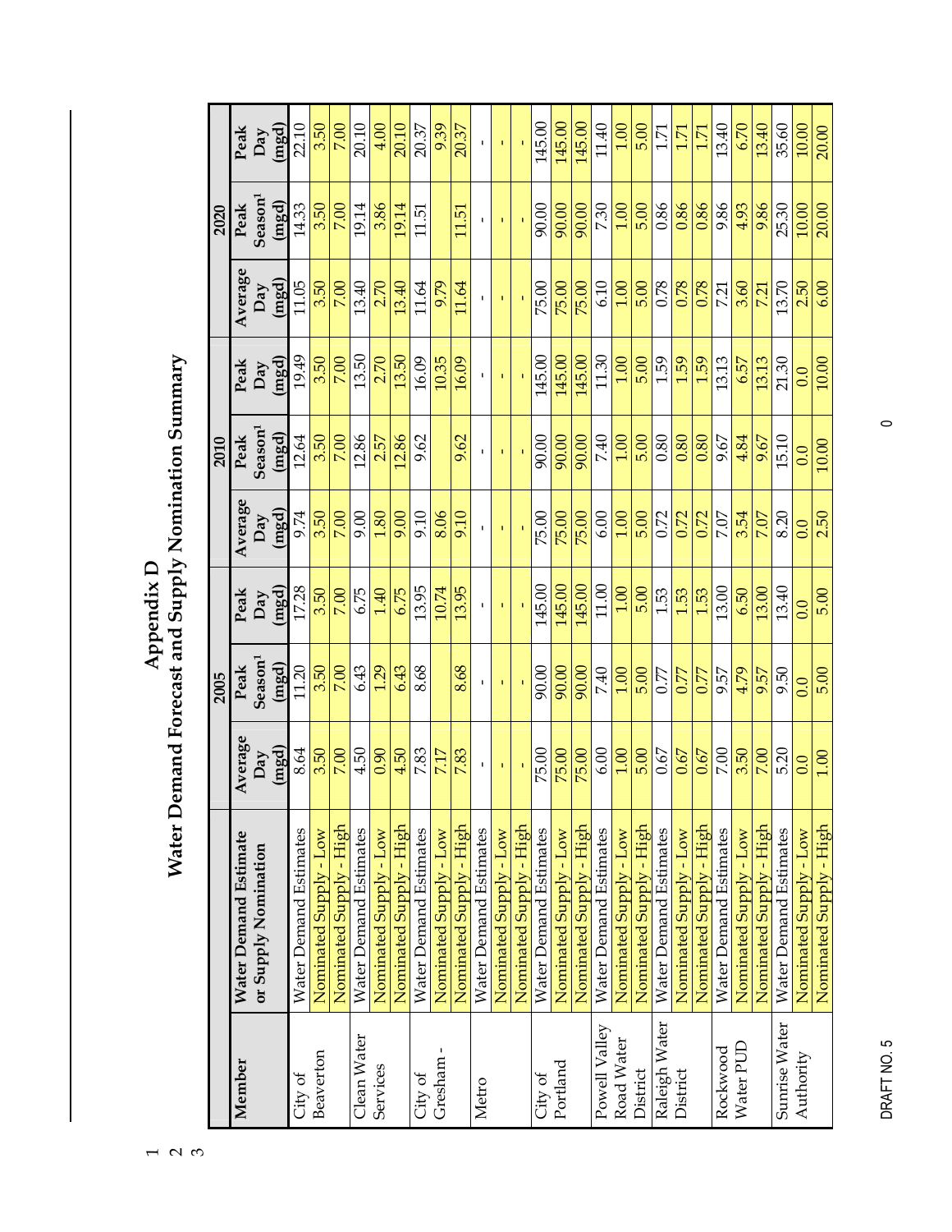# Appendix D
# Water Demand Forecast and Supply Nomination Summary

| Member | Water Demand Estimate or Supply Nomination | 2005 | | | 2010 | | | 2020 | | |
|---|---|---|---|---|---|---|---|---|---|---|
| | | Average Day (mgd) | Peak Season[1] (mgd) | Peak Day (mgd) | Average Day (mgd) | Peak Season[1] (mgd) | Peak Day (mgd) | Average Day (mgd) | Peak Season[1] (mgd) | Peak Day (mgd) |
| City of Beaverton | Water Demand Estimates | 8.64 | 11.20 | 17.28 | 9.74 | 12.64 | 19.49 | 11.05 | 14.33 | 22.10 |
| | Nominated Supply - Low | 3.50 | 3.50 | 3.50 | 3.50 | 3.50 | 3.50 | 3.50 | 3.50 | 3.50 |
| | Nominated Supply - High | 7.00 | 7.00 | 7.00 | 7.00 | 7.00 | 7.00 | 7.00 | 7.00 | 7.00 |
| Clean Water Services | Water Demand Estimates | 4.50 | 6.43 | 6.75 | 9.00 | 12.86 | 13.50 | 13.40 | 19.14 | 20.10 |
| | Nominated Supply - Low | 0.90 | 1.29 | 1.40 | 1.80 | 2.57 | 2.70 | 2.70 | 3.86 | 4.00 |
| | Nominated Supply - High | 4.50 | 6.43 | 6.75 | 9.00 | 12.86 | 13.50 | 13.40 | 19.14 | 20.10 |
| City of Gresham - | Water Demand Estimates | 7.83 | 8.68 | 13.95 | 9.10 | 9.62 | 16.09 | 11.64 | 11.51 | 20.37 |
| | Nominated Supply - Low | 7.17 | | 10.74 | 8.06 | | 10.35 | 9.79 | | 9.39 |
| | Nominated Supply - High | 7.83 | 8.68 | 13.95 | 9.10 | 9.62 | 16.09 | 11.64 | 11.51 | 20.37 |
| Metro | Water Demand Estimates | - | - | - | - | - | - | - | - | - |
| | Nominated Supply - Low | - | - | - | - | - | - | - | - | - |
| | Nominated Supply - High | - | - | - | - | - | - | - | - | - |
| City of Portland | Water Demand Estimates | 75.00 | 90.00 | 145.00 | 75.00 | 90.00 | 145.00 | 75.00 | 90.00 | 145.00 |
| | Nominated Supply - Low | 75.00 | 90.00 | 145.00 | 75.00 | 90.00 | 145.00 | 75.00 | 90.00 | 145.00 |
| | Nominated Supply - High | 75.00 | 90.00 | 145.00 | 75.00 | 90.00 | 145.00 | 75.00 | 90.00 | 145.00 |
| Powell Valley Road Water District | Water Demand Estimates | 6.00 | 7.40 | 11.00 | 6.00 | 7.40 | 11.30 | 6.10 | 7.30 | 11.40 |
| | Nominated Supply - Low | 1.00 | 1.00 | 1.00 | 1.00 | 1.00 | 1.00 | 1.00 | 1.00 | 1.00 |
| | Nominated Supply - High | 5.00 | 5.00 | 5.00 | 5.00 | 5.00 | 5.00 | 5.00 | 5.00 | 5.00 |
| Raleigh Water District | Water Demand Estimates | 0.67 | 0.77 | 1.53 | 0.72 | 0.80 | 1.59 | 0.78 | 0.86 | 1.71 |
| | Nominated Supply - Low | 0.67 | 0.77 | 1.53 | 0.72 | 0.80 | 1.59 | 0.78 | 0.86 | 1.71 |
| | Nominated Supply - High | 0.67 | 0.77 | 1.53 | 0.72 | 0.80 | 1.59 | 0.78 | 0.86 | 1.71 |
| Rockwood Water PUD | Water Demand Estimates | 7.00 | 9.57 | 13.00 | 7.07 | 9.67 | 13.13 | 7.21 | 9.86 | 13.40 |
| | Nominated Supply - Low | 3.50 | 4.79 | 6.50 | 3.54 | 4.84 | 6.57 | 3.60 | 4.93 | 6.70 |
| | Nominated Supply - High | 7.00 | 9.57 | 13.00 | 7.07 | 9.67 | 13.13 | 7.21 | 9.86 | 13.40 |
| Sunrise Water Authority | Water Demand Estimates | 5.20 | 9.50 | 13.40 | 8.20 | 15.10 | 21.30 | 13.70 | 25.30 | 35.60 |
| | Nominated Supply - Low | 0.0 | 0.0 | 0.0 | 0.0 | 0.0 | 0.0 | 2.50 | 10.00 | 10.00 |
| | Nominated Supply - High | 1.00 | 5.00 | 5.00 | 2.50 | 10.00 | 10.00 | 6.00 | 20.00 | 20.00 |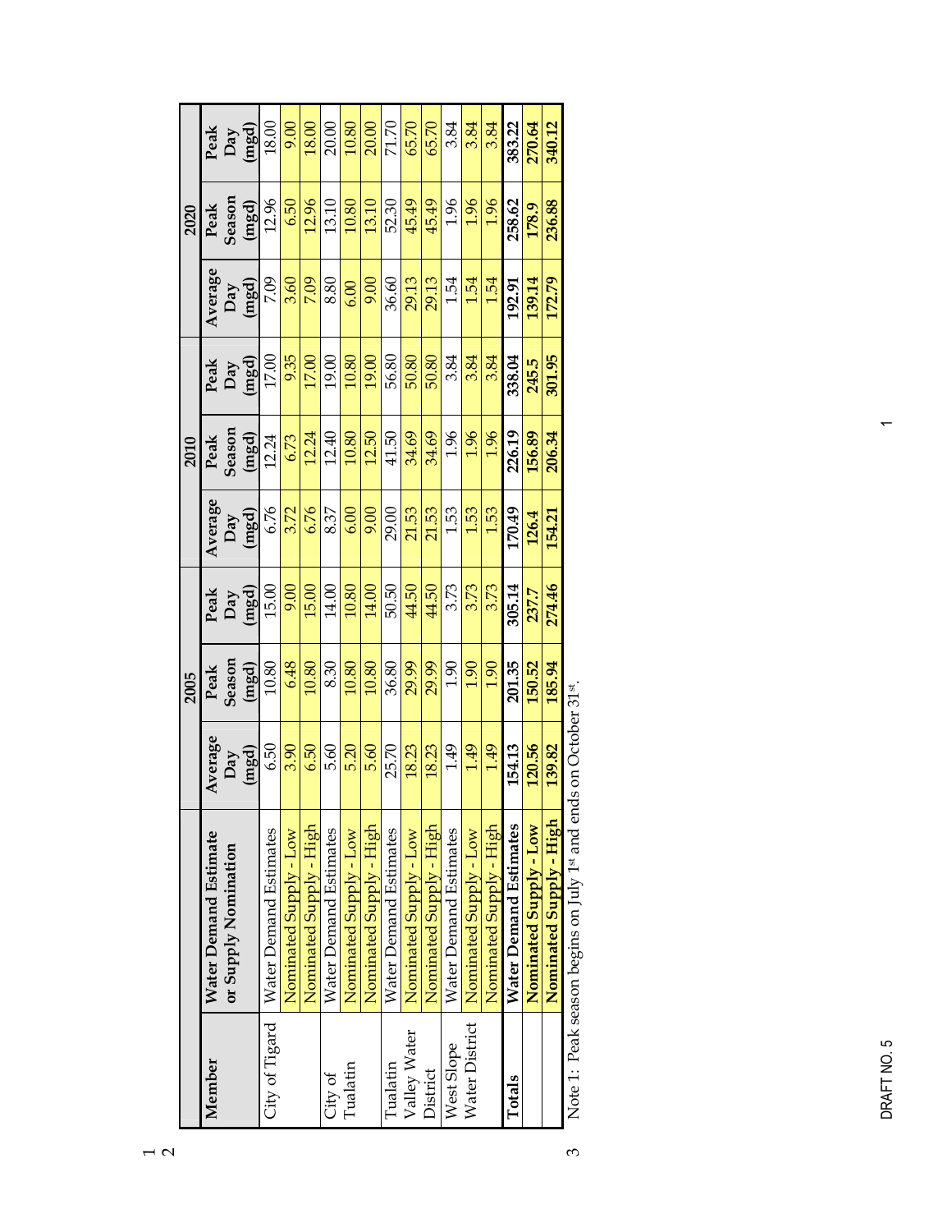| Member | Water Demand Estimate or Supply Nomination | 2005 | | | 2010 | | | 2020 | | |
|---|---|---|---|---|---|---|---|---|---|---|
| | | Average Day (mgd) | Peak Season (mgd) | Peak Day (mgd) | Average Day (mgd) | Peak Season (mgd) | Peak Day (mgd) | Average Day (mgd) | Peak Season (mgd) | Peak Day (mgd) |
| City of Tigard | Water Demand Estimates | 6.50 | 10.80 | 15.00 | 6.76 | 12.24 | 17.00 | 7.09 | 12.96 | 18.00 |
| | Nominated Supply - Low | 3.90 | 6.48 | 9.00 | 3.72 | 6.73 | 9.35 | 3.60 | 6.50 | 9.00 |
| | Nominated Supply - High | 6.50 | 10.80 | 15.00 | 6.76 | 12.24 | 17.00 | 7.09 | 12.96 | 18.00 |
| City of Tualatin | Water Demand Estimates | 5.60 | 8.30 | 14.00 | 8.37 | 12.40 | 19.00 | 8.80 | 13.10 | 20.00 |
| | Nominated Supply - Low | 5.20 | 10.80 | 10.80 | 6.00 | 10.80 | 10.80 | 6.00 | 10.80 | 10.80 |
| | Nominated Supply - High | 5.60 | 10.80 | 14.00 | 9.00 | 12.50 | 19.00 | 9.00 | 13.10 | 20.00 |
| Tualatin Valley Water District | Water Demand Estimates | 25.70 | 36.80 | 50.50 | 29.00 | 41.50 | 56.80 | 36.60 | 52.30 | 71.70 |
| | Nominated Supply - Low | 18.23 | 29.99 | 44.50 | 21.53 | 34.69 | 50.80 | 29.13 | 45.49 | 65.70 |
| | Nominated Supply - High | 18.23 | 29.99 | 44.50 | 21.53 | 34.69 | 50.80 | 29.13 | 45.49 | 65.70 |
| West Slope Water District | Water Demand Estimates | 1.49 | 1.90 | 3.73 | 1.53 | 1.96 | 3.84 | 1.54 | 1.96 | 3.84 |
| | Nominated Supply - Low | 1.49 | 1.90 | 3.73 | 1.53 | 1.96 | 3.84 | 1.54 | 1.96 | 3.84 |
| | Nominated Supply - High | 1.49 | 1.90 | 3.73 | 1.53 | 1.96 | 3.84 | 1.54 | 1.96 | 3.84 |
| **Totals** | **Water Demand Estimates** | **154.13** | **201.35** | **305.14** | **170.49** | **226.19** | **338.04** | **192.91** | **258.62** | **383.22** |
| | **Nominated Supply - Low** | **120.56** | **150.52** | **237.7** | **126.4** | **156.89** | **245.5** | **139.14** | **178.9** | **270.64** |
| | **Nominated Supply - High** | **139.82** | **185.94** | **274.46** | **154.21** | **206.34** | **301.95** | **172.79** | **236.88** | **340.12** |

Note 1: Peak season begins on July 1st and ends on October 31st.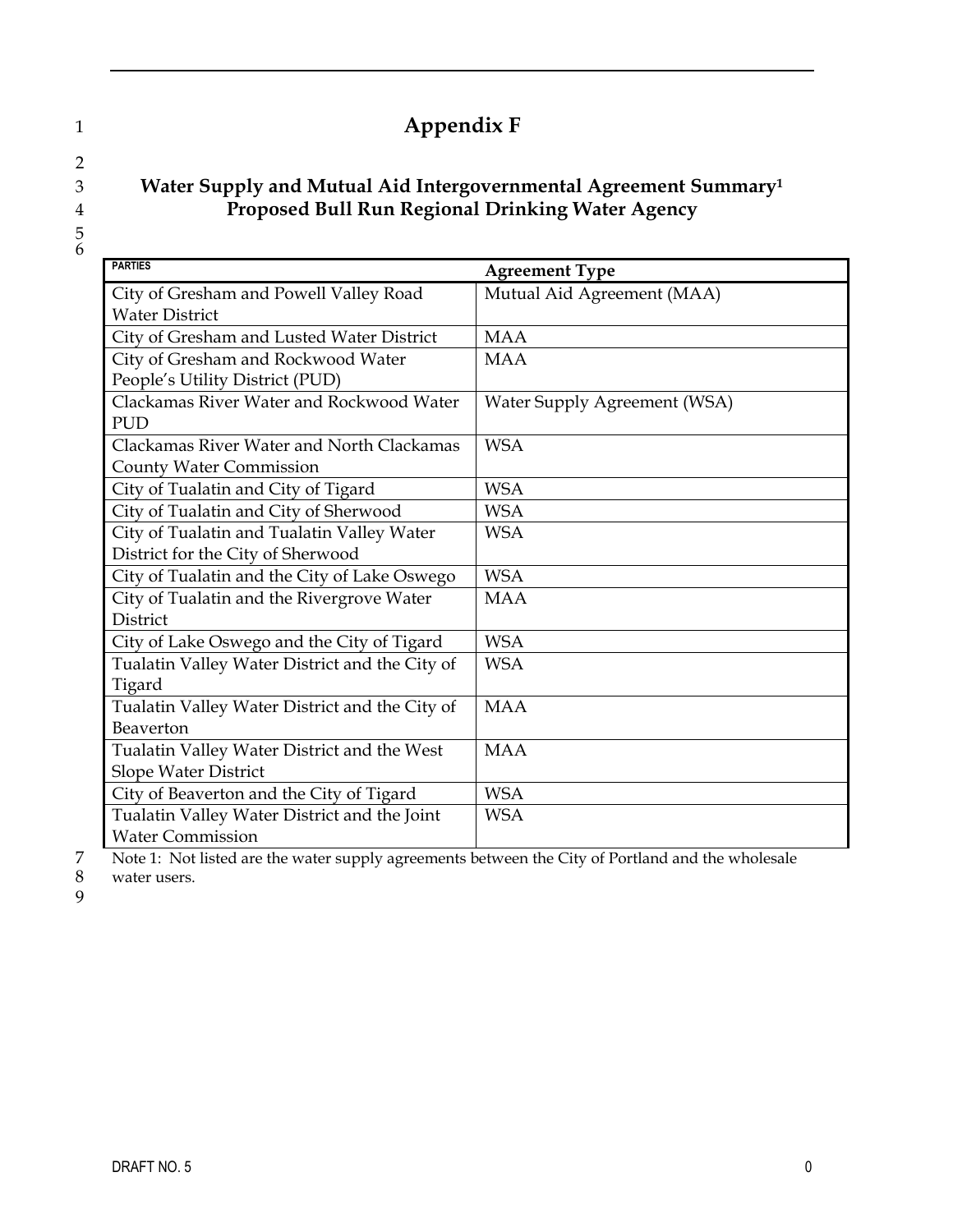# Appendix F

## Water Supply and Mutual Aid Intergovernmental Agreement Summary[1]
## Proposed Bull Run Regional Drinking Water Agency

| PARTIES | Agreement Type |
|---|---|
| City of Gresham and Powell Valley Road Water District | Mutual Aid Agreement (MAA) |
| City of Gresham and Lusted Water District | MAA |
| City of Gresham and Rockwood Water People's Utility District (PUD) | MAA |
| Clackamas River Water and Rockwood Water PUD | Water Supply Agreement (WSA) |
| Clackamas River Water and North Clackamas County Water Commission | WSA |
| City of Tualatin and City of Tigard | WSA |
| City of Tualatin and City of Sherwood | WSA |
| City of Tualatin and Tualatin Valley Water District for the City of Sherwood | WSA |
| City of Tualatin and the City of Lake Oswego | WSA |
| City of Tualatin and the Rivergrove Water District | MAA |
| City of Lake Oswego and the City of Tigard | WSA |
| Tualatin Valley Water District and the City of Tigard | WSA |
| Tualatin Valley Water District and the City of Beaverton | MAA |
| Tualatin Valley Water District and the West Slope Water District | MAA |
| City of Beaverton and the City of Tigard | WSA |
| Tualatin Valley Water District and the Joint Water Commission | WSA |

Note 1: Not listed are the water supply agreements between the City of Portland and the wholesale water users.